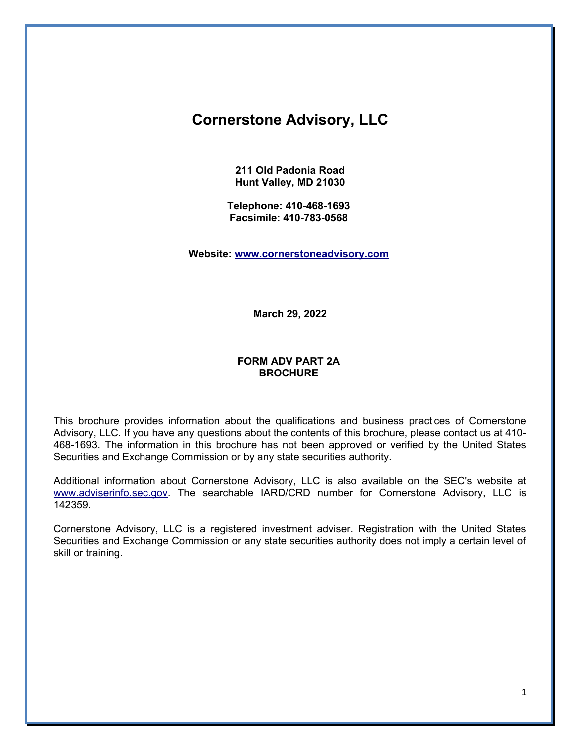# Cornerstone Advisory, LLC

**211 Old Padonia Road**
**Hunt Valley, MD 21030**

**Telephone: 410-468-1693**
**Facsimile: 410-783-0568**

**Website: [www.cornerstoneadvisory.com](http://www.cornerstoneadvisory.com)**

**March 29, 2022**

**FORM ADV PART 2A**
**BROCHURE**

This brochure provides information about the qualifications and business practices of Cornerstone Advisory, LLC. If you have any questions about the contents of this brochure, please contact us at 410-468-1693. The information in this brochure has not been approved or verified by the United States Securities and Exchange Commission or by any state securities authority.

Additional information about Cornerstone Advisory, LLC is also available on the SEC's website at [www.adviserinfo.sec.gov](http://www.adviserinfo.sec.gov). The searchable IARD/CRD number for Cornerstone Advisory, LLC is 142359.

Cornerstone Advisory, LLC is a registered investment adviser. Registration with the United States Securities and Exchange Commission or any state securities authority does not imply a certain level of skill or training.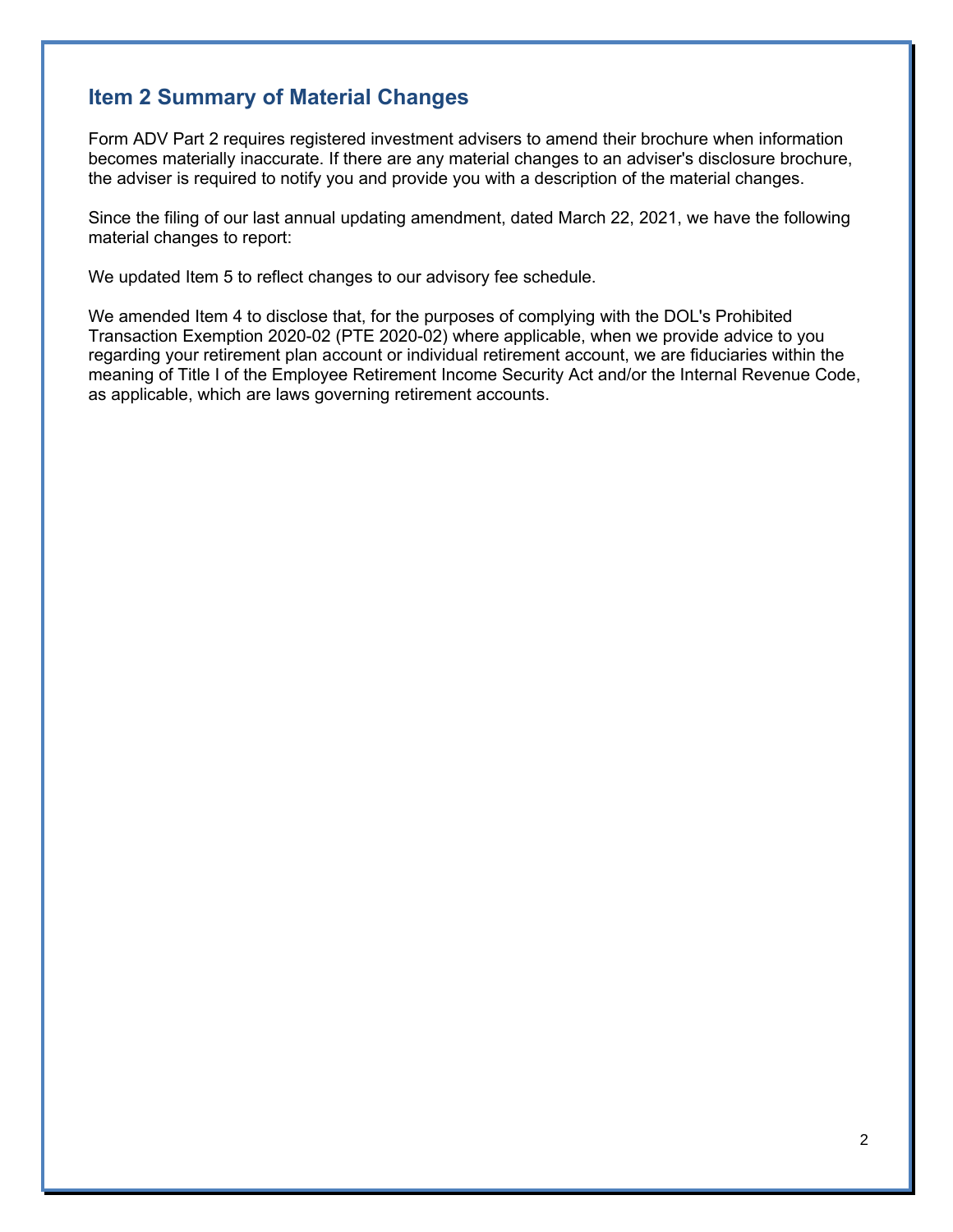## Item 2 Summary of Material Changes

Form ADV Part 2 requires registered investment advisers to amend their brochure when information becomes materially inaccurate. If there are any material changes to an adviser's disclosure brochure, the adviser is required to notify you and provide you with a description of the material changes.

Since the filing of our last annual updating amendment, dated March 22, 2021, we have the following material changes to report:

We updated Item 5 to reflect changes to our advisory fee schedule.

We amended Item 4 to disclose that, for the purposes of complying with the DOL's Prohibited Transaction Exemption 2020-02 (PTE 2020-02) where applicable, when we provide advice to you regarding your retirement plan account or individual retirement account, we are fiduciaries within the meaning of Title I of the Employee Retirement Income Security Act and/or the Internal Revenue Code, as applicable, which are laws governing retirement accounts.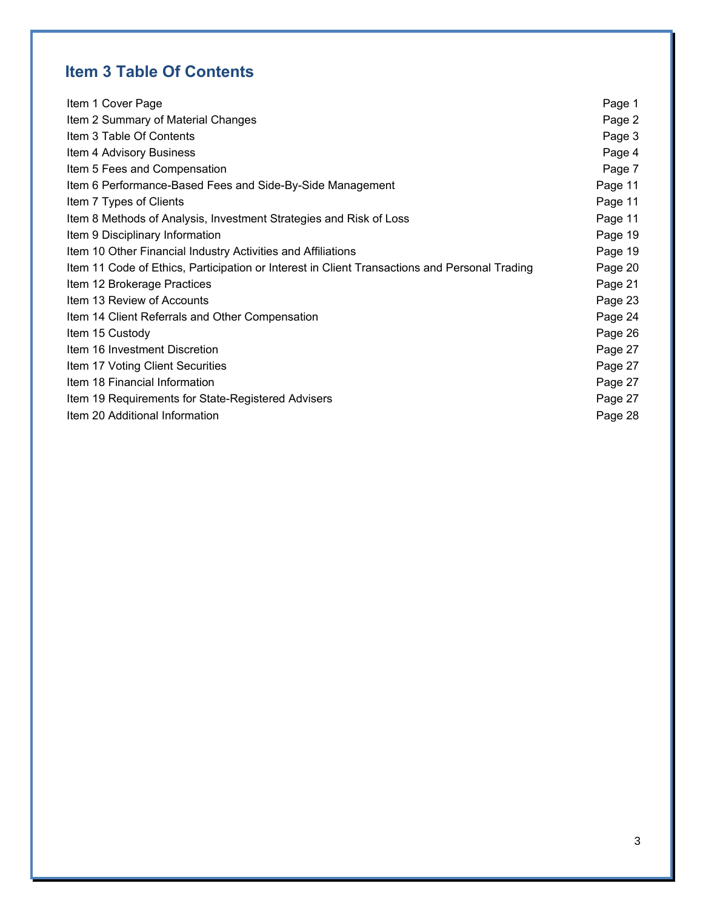## Item 3 Table Of Contents

| | |
|---|---|
| Item 1 Cover Page | Page 1 |
| Item 2 Summary of Material Changes | Page 2 |
| Item 3 Table Of Contents | Page 3 |
| Item 4 Advisory Business | Page 4 |
| Item 5 Fees and Compensation | Page 7 |
| Item 6 Performance-Based Fees and Side-By-Side Management | Page 11 |
| Item 7 Types of Clients | Page 11 |
| Item 8 Methods of Analysis, Investment Strategies and Risk of Loss | Page 11 |
| Item 9 Disciplinary Information | Page 19 |
| Item 10 Other Financial Industry Activities and Affiliations | Page 19 |
| Item 11 Code of Ethics, Participation or Interest in Client Transactions and Personal Trading | Page 20 |
| Item 12 Brokerage Practices | Page 21 |
| Item 13 Review of Accounts | Page 23 |
| Item 14 Client Referrals and Other Compensation | Page 24 |
| Item 15 Custody | Page 26 |
| Item 16 Investment Discretion | Page 27 |
| Item 17 Voting Client Securities | Page 27 |
| Item 18 Financial Information | Page 27 |
| Item 19 Requirements for State-Registered Advisers | Page 27 |
| Item 20 Additional Information | Page 28 |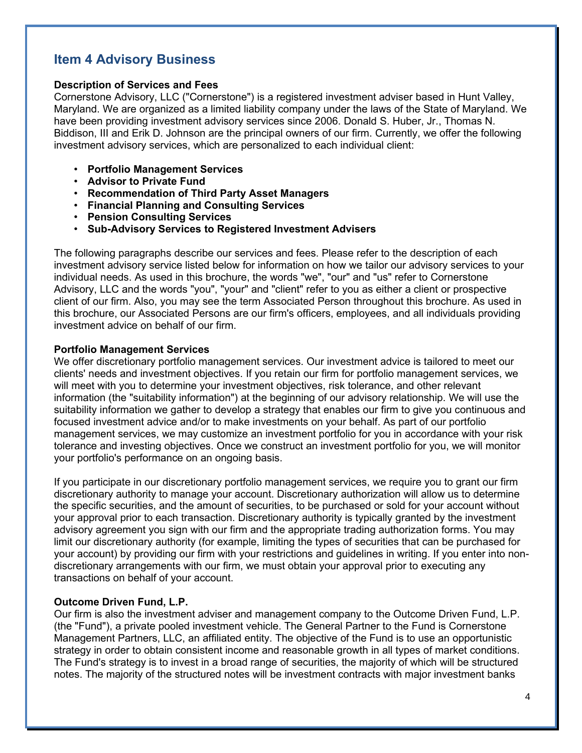## Item 4 Advisory Business

**Description of Services and Fees**

Cornerstone Advisory, LLC ("Cornerstone") is a registered investment adviser based in Hunt Valley, Maryland. We are organized as a limited liability company under the laws of the State of Maryland. We have been providing investment advisory services since 2006. Donald S. Huber, Jr., Thomas N. Biddison, III and Erik D. Johnson are the principal owners of our firm. Currently, we offer the following investment advisory services, which are personalized to each individual client:

- **Portfolio Management Services**
- **Advisor to Private Fund**
- **Recommendation of Third Party Asset Managers**
- **Financial Planning and Consulting Services**
- **Pension Consulting Services**
- **Sub-Advisory Services to Registered Investment Advisers**

The following paragraphs describe our services and fees. Please refer to the description of each investment advisory service listed below for information on how we tailor our advisory services to your individual needs. As used in this brochure, the words "we", "our" and "us" refer to Cornerstone Advisory, LLC and the words "you", "your" and "client" refer to you as either a client or prospective client of our firm. Also, you may see the term Associated Person throughout this brochure. As used in this brochure, our Associated Persons are our firm's officers, employees, and all individuals providing investment advice on behalf of our firm.

**Portfolio Management Services**

We offer discretionary portfolio management services. Our investment advice is tailored to meet our clients' needs and investment objectives. If you retain our firm for portfolio management services, we will meet with you to determine your investment objectives, risk tolerance, and other relevant information (the "suitability information") at the beginning of our advisory relationship. We will use the suitability information we gather to develop a strategy that enables our firm to give you continuous and focused investment advice and/or to make investments on your behalf. As part of our portfolio management services, we may customize an investment portfolio for you in accordance with your risk tolerance and investing objectives. Once we construct an investment portfolio for you, we will monitor your portfolio's performance on an ongoing basis.

If you participate in our discretionary portfolio management services, we require you to grant our firm discretionary authority to manage your account. Discretionary authorization will allow us to determine the specific securities, and the amount of securities, to be purchased or sold for your account without your approval prior to each transaction. Discretionary authority is typically granted by the investment advisory agreement you sign with our firm and the appropriate trading authorization forms. You may limit our discretionary authority (for example, limiting the types of securities that can be purchased for your account) by providing our firm with your restrictions and guidelines in writing. If you enter into non-discretionary arrangements with our firm, we must obtain your approval prior to executing any transactions on behalf of your account.

**Outcome Driven Fund, L.P.**

Our firm is also the investment adviser and management company to the Outcome Driven Fund, L.P. (the "Fund"), a private pooled investment vehicle. The General Partner to the Fund is Cornerstone Management Partners, LLC, an affiliated entity. The objective of the Fund is to use an opportunistic strategy in order to obtain consistent income and reasonable growth in all types of market conditions. The Fund's strategy is to invest in a broad range of securities, the majority of which will be structured notes. The majority of the structured notes will be investment contracts with major investment banks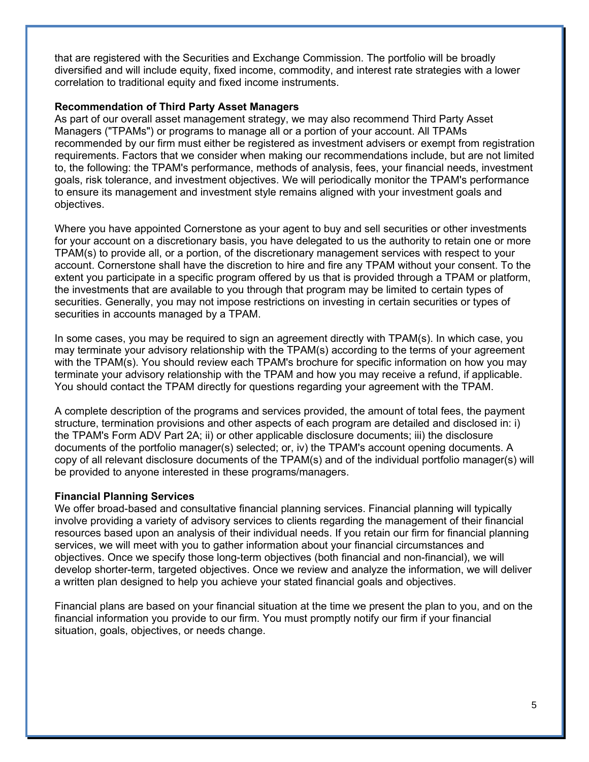that are registered with the Securities and Exchange Commission. The portfolio will be broadly diversified and will include equity, fixed income, commodity, and interest rate strategies with a lower correlation to traditional equity and fixed income instruments.

**Recommendation of Third Party Asset Managers**

As part of our overall asset management strategy, we may also recommend Third Party Asset Managers ("TPAMs") or programs to manage all or a portion of your account. All TPAMs recommended by our firm must either be registered as investment advisers or exempt from registration requirements. Factors that we consider when making our recommendations include, but are not limited to, the following: the TPAM's performance, methods of analysis, fees, your financial needs, investment goals, risk tolerance, and investment objectives. We will periodically monitor the TPAM's performance to ensure its management and investment style remains aligned with your investment goals and objectives.

Where you have appointed Cornerstone as your agent to buy and sell securities or other investments for your account on a discretionary basis, you have delegated to us the authority to retain one or more TPAM(s) to provide all, or a portion, of the discretionary management services with respect to your account. Cornerstone shall have the discretion to hire and fire any TPAM without your consent. To the extent you participate in a specific program offered by us that is provided through a TPAM or platform, the investments that are available to you through that program may be limited to certain types of securities. Generally, you may not impose restrictions on investing in certain securities or types of securities in accounts managed by a TPAM.

In some cases, you may be required to sign an agreement directly with TPAM(s). In which case, you may terminate your advisory relationship with the TPAM(s) according to the terms of your agreement with the TPAM(s). You should review each TPAM's brochure for specific information on how you may terminate your advisory relationship with the TPAM and how you may receive a refund, if applicable. You should contact the TPAM directly for questions regarding your agreement with the TPAM.

A complete description of the programs and services provided, the amount of total fees, the payment structure, termination provisions and other aspects of each program are detailed and disclosed in: i) the TPAM's Form ADV Part 2A; ii) or other applicable disclosure documents; iii) the disclosure documents of the portfolio manager(s) selected; or, iv) the TPAM's account opening documents. A copy of all relevant disclosure documents of the TPAM(s) and of the individual portfolio manager(s) will be provided to anyone interested in these programs/managers.

**Financial Planning Services**

We offer broad-based and consultative financial planning services. Financial planning will typically involve providing a variety of advisory services to clients regarding the management of their financial resources based upon an analysis of their individual needs. If you retain our firm for financial planning services, we will meet with you to gather information about your financial circumstances and objectives. Once we specify those long-term objectives (both financial and non-financial), we will develop shorter-term, targeted objectives. Once we review and analyze the information, we will deliver a written plan designed to help you achieve your stated financial goals and objectives.

Financial plans are based on your financial situation at the time we present the plan to you, and on the financial information you provide to our firm. You must promptly notify our firm if your financial situation, goals, objectives, or needs change.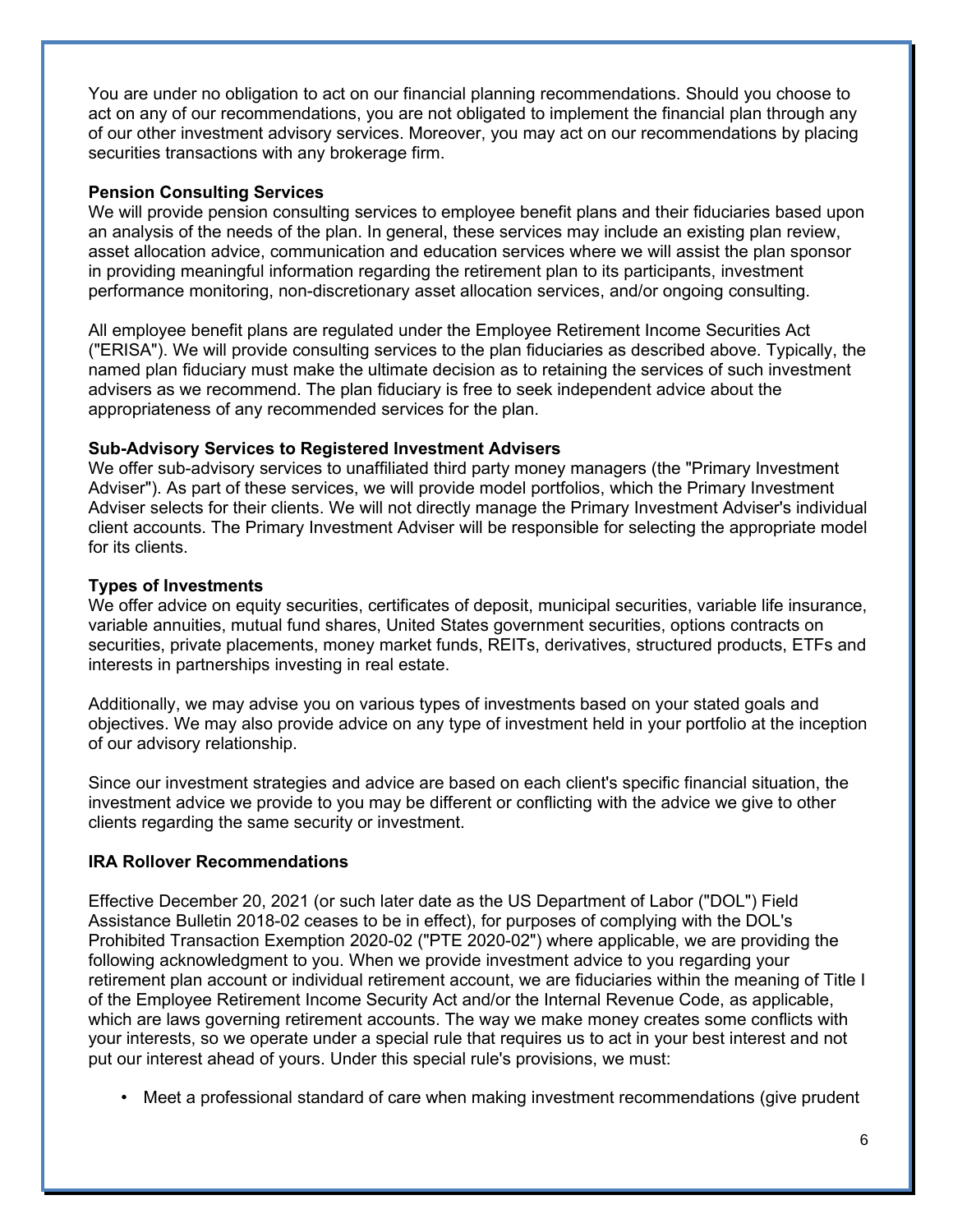You are under no obligation to act on our financial planning recommendations. Should you choose to act on any of our recommendations, you are not obligated to implement the financial plan through any of our other investment advisory services. Moreover, you may act on our recommendations by placing securities transactions with any brokerage firm.

**Pension Consulting Services**

We will provide pension consulting services to employee benefit plans and their fiduciaries based upon an analysis of the needs of the plan. In general, these services may include an existing plan review, asset allocation advice, communication and education services where we will assist the plan sponsor in providing meaningful information regarding the retirement plan to its participants, investment performance monitoring, non-discretionary asset allocation services, and/or ongoing consulting.

All employee benefit plans are regulated under the Employee Retirement Income Securities Act ("ERISA"). We will provide consulting services to the plan fiduciaries as described above. Typically, the named plan fiduciary must make the ultimate decision as to retaining the services of such investment advisers as we recommend. The plan fiduciary is free to seek independent advice about the appropriateness of any recommended services for the plan.

**Sub-Advisory Services to Registered Investment Advisers**

We offer sub-advisory services to unaffiliated third party money managers (the "Primary Investment Adviser"). As part of these services, we will provide model portfolios, which the Primary Investment Adviser selects for their clients. We will not directly manage the Primary Investment Adviser's individual client accounts. The Primary Investment Adviser will be responsible for selecting the appropriate model for its clients.

**Types of Investments**

We offer advice on equity securities, certificates of deposit, municipal securities, variable life insurance, variable annuities, mutual fund shares, United States government securities, options contracts on securities, private placements, money market funds, REITs, derivatives, structured products, ETFs and interests in partnerships investing in real estate.

Additionally, we may advise you on various types of investments based on your stated goals and objectives. We may also provide advice on any type of investment held in your portfolio at the inception of our advisory relationship.

Since our investment strategies and advice are based on each client's specific financial situation, the investment advice we provide to you may be different or conflicting with the advice we give to other clients regarding the same security or investment.

**IRA Rollover Recommendations**

Effective December 20, 2021 (or such later date as the US Department of Labor ("DOL") Field Assistance Bulletin 2018-02 ceases to be in effect), for purposes of complying with the DOL's Prohibited Transaction Exemption 2020-02 ("PTE 2020-02") where applicable, we are providing the following acknowledgment to you. When we provide investment advice to you regarding your retirement plan account or individual retirement account, we are fiduciaries within the meaning of Title I of the Employee Retirement Income Security Act and/or the Internal Revenue Code, as applicable, which are laws governing retirement accounts. The way we make money creates some conflicts with your interests, so we operate under a special rule that requires us to act in your best interest and not put our interest ahead of yours. Under this special rule's provisions, we must:

- Meet a professional standard of care when making investment recommendations (give prudent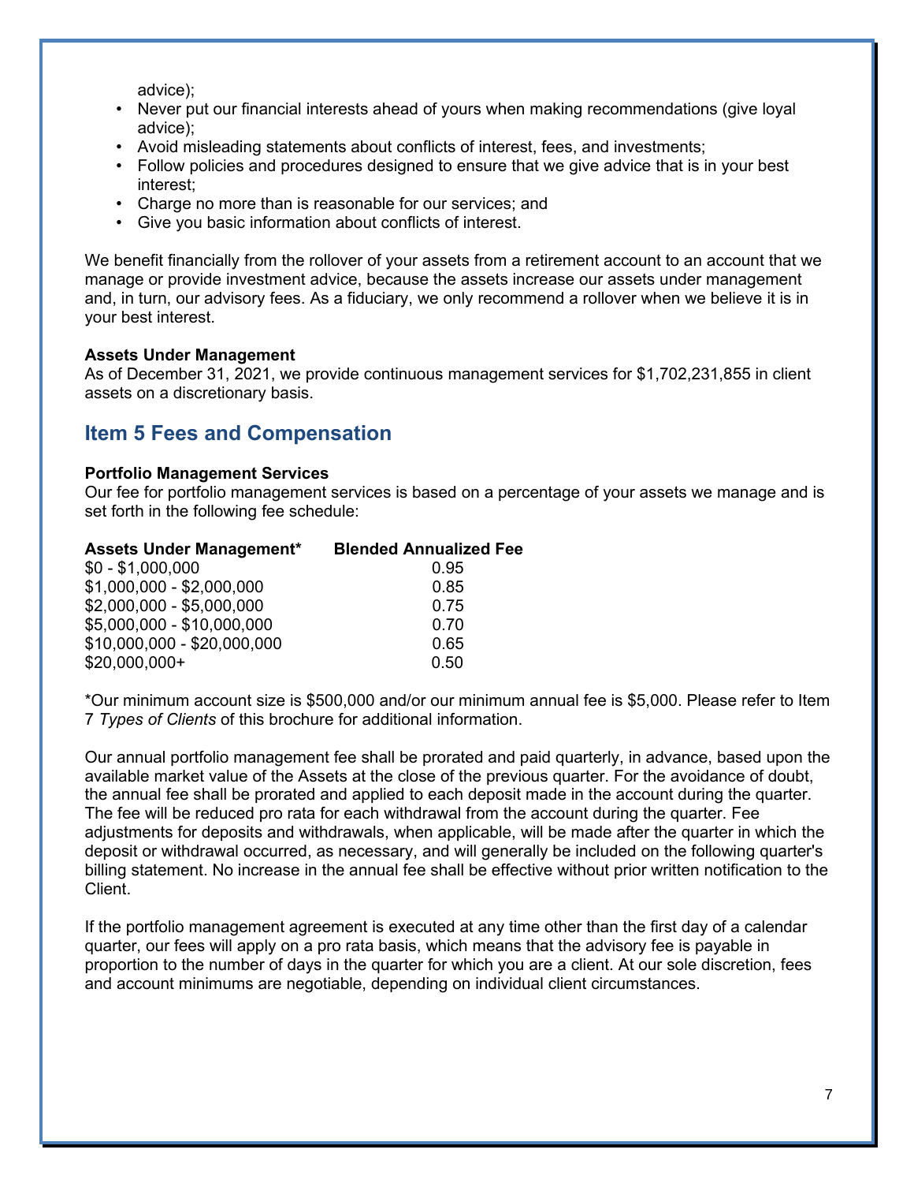advice);

- Never put our financial interests ahead of yours when making recommendations (give loyal advice);
- Avoid misleading statements about conflicts of interest, fees, and investments;
- Follow policies and procedures designed to ensure that we give advice that is in your best interest;
- Charge no more than is reasonable for our services; and
- Give you basic information about conflicts of interest.

We benefit financially from the rollover of your assets from a retirement account to an account that we manage or provide investment advice, because the assets increase our assets under management and, in turn, our advisory fees. As a fiduciary, we only recommend a rollover when we believe it is in your best interest.

**Assets Under Management**
As of December 31, 2021, we provide continuous management services for $1,702,231,855 in client assets on a discretionary basis.

## Item 5 Fees and Compensation

**Portfolio Management Services**
Our fee for portfolio management services is based on a percentage of your assets we manage and is set forth in the following fee schedule:

| Assets Under Management* | Blended Annualized Fee |
|---|---|
| $0 - $1,000,000 | 0.95 |
| $1,000,000 - $2,000,000 | 0.85 |
| $2,000,000 - $5,000,000 | 0.75 |
| $5,000,000 - $10,000,000 | 0.70 |
| $10,000,000 - $20,000,000 | 0.65 |
| $20,000,000+ | 0.50 |

*Our minimum account size is $500,000 and/or our minimum annual fee is $5,000. Please refer to Item 7 *Types of Clients* of this brochure for additional information.

Our annual portfolio management fee shall be prorated and paid quarterly, in advance, based upon the available market value of the Assets at the close of the previous quarter. For the avoidance of doubt, the annual fee shall be prorated and applied to each deposit made in the account during the quarter. The fee will be reduced pro rata for each withdrawal from the account during the quarter. Fee adjustments for deposits and withdrawals, when applicable, will be made after the quarter in which the deposit or withdrawal occurred, as necessary, and will generally be included on the following quarter's billing statement. No increase in the annual fee shall be effective without prior written notification to the Client.

If the portfolio management agreement is executed at any time other than the first day of a calendar quarter, our fees will apply on a pro rata basis, which means that the advisory fee is payable in proportion to the number of days in the quarter for which you are a client. At our sole discretion, fees and account minimums are negotiable, depending on individual client circumstances.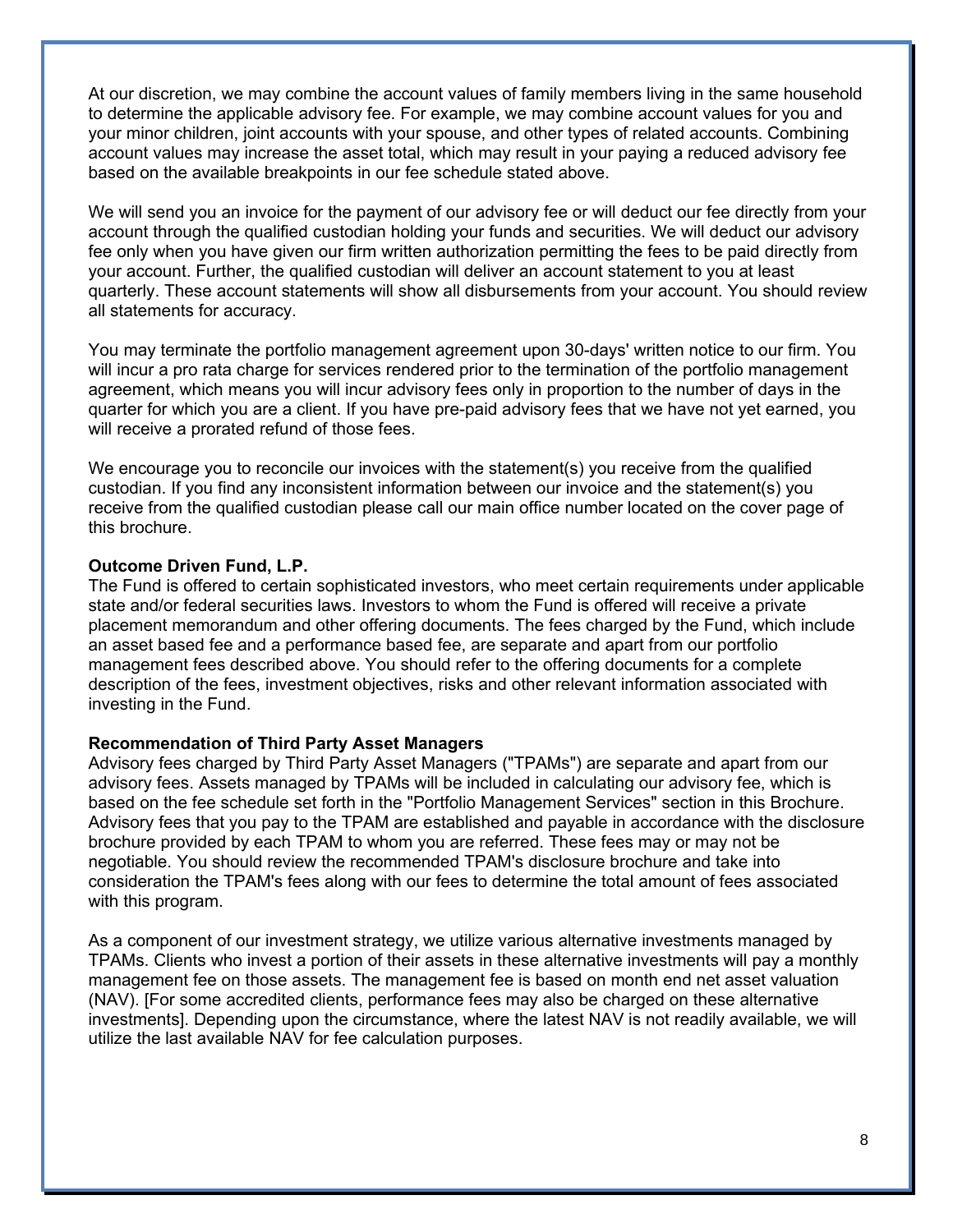At our discretion, we may combine the account values of family members living in the same household to determine the applicable advisory fee. For example, we may combine account values for you and your minor children, joint accounts with your spouse, and other types of related accounts. Combining account values may increase the asset total, which may result in your paying a reduced advisory fee based on the available breakpoints in our fee schedule stated above.

We will send you an invoice for the payment of our advisory fee or will deduct our fee directly from your account through the qualified custodian holding your funds and securities. We will deduct our advisory fee only when you have given our firm written authorization permitting the fees to be paid directly from your account. Further, the qualified custodian will deliver an account statement to you at least quarterly. These account statements will show all disbursements from your account. You should review all statements for accuracy.

You may terminate the portfolio management agreement upon 30-days' written notice to our firm. You will incur a pro rata charge for services rendered prior to the termination of the portfolio management agreement, which means you will incur advisory fees only in proportion to the number of days in the quarter for which you are a client. If you have pre-paid advisory fees that we have not yet earned, you will receive a prorated refund of those fees.

We encourage you to reconcile our invoices with the statement(s) you receive from the qualified custodian. If you find any inconsistent information between our invoice and the statement(s) you receive from the qualified custodian please call our main office number located on the cover page of this brochure.

**Outcome Driven Fund, L.P.**

The Fund is offered to certain sophisticated investors, who meet certain requirements under applicable state and/or federal securities laws. Investors to whom the Fund is offered will receive a private placement memorandum and other offering documents. The fees charged by the Fund, which include an asset based fee and a performance based fee, are separate and apart from our portfolio management fees described above. You should refer to the offering documents for a complete description of the fees, investment objectives, risks and other relevant information associated with investing in the Fund.

**Recommendation of Third Party Asset Managers**

Advisory fees charged by Third Party Asset Managers ("TPAMs") are separate and apart from our advisory fees. Assets managed by TPAMs will be included in calculating our advisory fee, which is based on the fee schedule set forth in the "Portfolio Management Services" section in this Brochure. Advisory fees that you pay to the TPAM are established and payable in accordance with the disclosure brochure provided by each TPAM to whom you are referred. These fees may or may not be negotiable. You should review the recommended TPAM's disclosure brochure and take into consideration the TPAM's fees along with our fees to determine the total amount of fees associated with this program.

As a component of our investment strategy, we utilize various alternative investments managed by TPAMs. Clients who invest a portion of their assets in these alternative investments will pay a monthly management fee on those assets. The management fee is based on month end net asset valuation (NAV). [For some accredited clients, performance fees may also be charged on these alternative investments]. Depending upon the circumstance, where the latest NAV is not readily available, we will utilize the last available NAV for fee calculation purposes.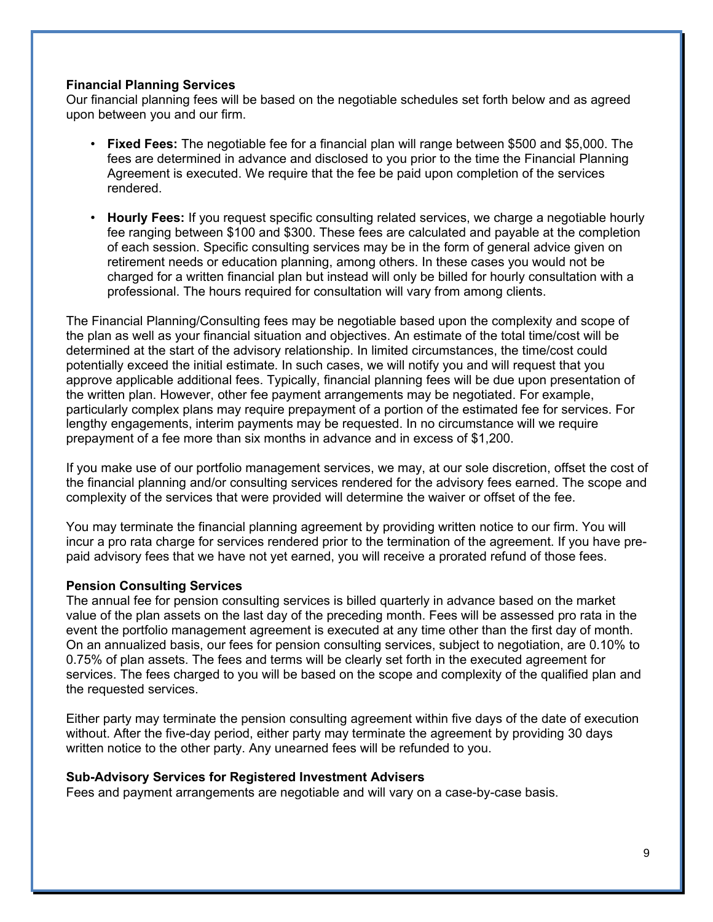**Financial Planning Services**

Our financial planning fees will be based on the negotiable schedules set forth below and as agreed upon between you and our firm.

- **Fixed Fees:** The negotiable fee for a financial plan will range between $500 and $5,000. The fees are determined in advance and disclosed to you prior to the time the Financial Planning Agreement is executed. We require that the fee be paid upon completion of the services rendered.

- **Hourly Fees:** If you request specific consulting related services, we charge a negotiable hourly fee ranging between $100 and $300. These fees are calculated and payable at the completion of each session. Specific consulting services may be in the form of general advice given on retirement needs or education planning, among others. In these cases you would not be charged for a written financial plan but instead will only be billed for hourly consultation with a professional. The hours required for consultation will vary from among clients.

The Financial Planning/Consulting fees may be negotiable based upon the complexity and scope of the plan as well as your financial situation and objectives. An estimate of the total time/cost will be determined at the start of the advisory relationship. In limited circumstances, the time/cost could potentially exceed the initial estimate. In such cases, we will notify you and will request that you approve applicable additional fees. Typically, financial planning fees will be due upon presentation of the written plan. However, other fee payment arrangements may be negotiated. For example, particularly complex plans may require prepayment of a portion of the estimated fee for services. For lengthy engagements, interim payments may be requested. In no circumstance will we require prepayment of a fee more than six months in advance and in excess of $1,200.

If you make use of our portfolio management services, we may, at our sole discretion, offset the cost of the financial planning and/or consulting services rendered for the advisory fees earned. The scope and complexity of the services that were provided will determine the waiver or offset of the fee.

You may terminate the financial planning agreement by providing written notice to our firm. You will incur a pro rata charge for services rendered prior to the termination of the agreement. If you have pre-paid advisory fees that we have not yet earned, you will receive a prorated refund of those fees.

**Pension Consulting Services**

The annual fee for pension consulting services is billed quarterly in advance based on the market value of the plan assets on the last day of the preceding month. Fees will be assessed pro rata in the event the portfolio management agreement is executed at any time other than the first day of month. On an annualized basis, our fees for pension consulting services, subject to negotiation, are 0.10% to 0.75% of plan assets. The fees and terms will be clearly set forth in the executed agreement for services. The fees charged to you will be based on the scope and complexity of the qualified plan and the requested services.

Either party may terminate the pension consulting agreement within five days of the date of execution without. After the five-day period, either party may terminate the agreement by providing 30 days written notice to the other party. Any unearned fees will be refunded to you.

**Sub-Advisory Services for Registered Investment Advisers**

Fees and payment arrangements are negotiable and will vary on a case-by-case basis.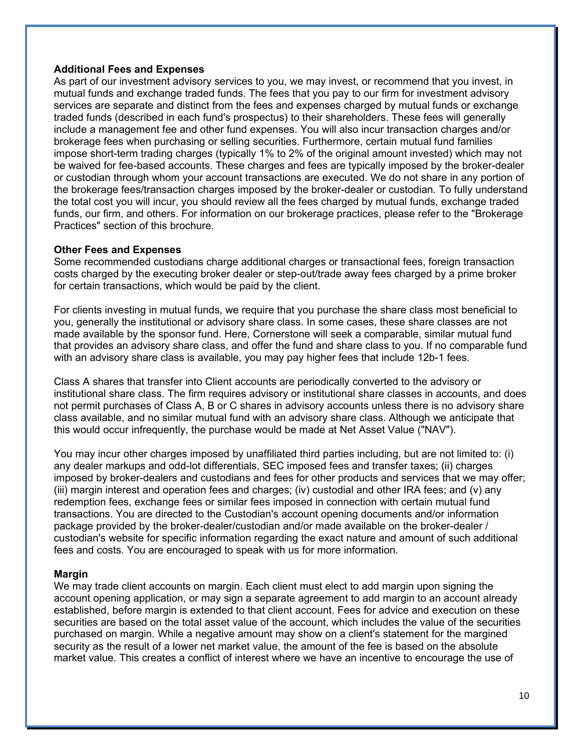**Additional Fees and Expenses**

As part of our investment advisory services to you, we may invest, or recommend that you invest, in mutual funds and exchange traded funds. The fees that you pay to our firm for investment advisory services are separate and distinct from the fees and expenses charged by mutual funds or exchange traded funds (described in each fund's prospectus) to their shareholders. These fees will generally include a management fee and other fund expenses. You will also incur transaction charges and/or brokerage fees when purchasing or selling securities. Furthermore, certain mutual fund families impose short-term trading charges (typically 1% to 2% of the original amount invested) which may not be waived for fee-based accounts. These charges and fees are typically imposed by the broker-dealer or custodian through whom your account transactions are executed. We do not share in any portion of the brokerage fees/transaction charges imposed by the broker-dealer or custodian. To fully understand the total cost you will incur, you should review all the fees charged by mutual funds, exchange traded funds, our firm, and others. For information on our brokerage practices, please refer to the "Brokerage Practices" section of this brochure.

**Other Fees and Expenses**

Some recommended custodians charge additional charges or transactional fees, foreign transaction costs charged by the executing broker dealer or step-out/trade away fees charged by a prime broker for certain transactions, which would be paid by the client.

For clients investing in mutual funds, we require that you purchase the share class most beneficial to you, generally the institutional or advisory share class. In some cases, these share classes are not made available by the sponsor fund. Here, Cornerstone will seek a comparable, similar mutual fund that provides an advisory share class, and offer the fund and share class to you. If no comparable fund with an advisory share class is available, you may pay higher fees that include 12b-1 fees.

Class A shares that transfer into Client accounts are periodically converted to the advisory or institutional share class. The firm requires advisory or institutional share classes in accounts, and does not permit purchases of Class A, B or C shares in advisory accounts unless there is no advisory share class available, and no similar mutual fund with an advisory share class. Although we anticipate that this would occur infrequently, the purchase would be made at Net Asset Value ("NAV").

You may incur other charges imposed by unaffiliated third parties including, but are not limited to: (i) any dealer markups and odd-lot differentials, SEC imposed fees and transfer taxes; (ii) charges imposed by broker-dealers and custodians and fees for other products and services that we may offer; (iii) margin interest and operation fees and charges; (iv) custodial and other IRA fees; and (v) any redemption fees, exchange fees or similar fees imposed in connection with certain mutual fund transactions. You are directed to the Custodian's account opening documents and/or information package provided by the broker-dealer/custodian and/or made available on the broker-dealer / custodian's website for specific information regarding the exact nature and amount of such additional fees and costs. You are encouraged to speak with us for more information.

**Margin**

We may trade client accounts on margin. Each client must elect to add margin upon signing the account opening application, or may sign a separate agreement to add margin to an account already established, before margin is extended to that client account. Fees for advice and execution on these securities are based on the total asset value of the account, which includes the value of the securities purchased on margin. While a negative amount may show on a client's statement for the margined security as the result of a lower net market value, the amount of the fee is based on the absolute market value. This creates a conflict of interest where we have an incentive to encourage the use of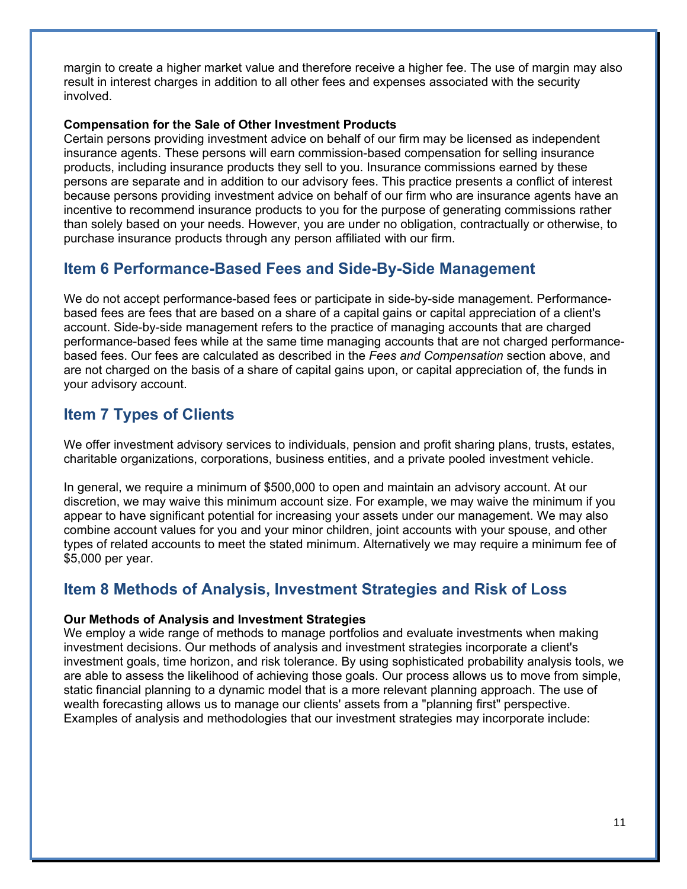margin to create a higher market value and therefore receive a higher fee. The use of margin may also result in interest charges in addition to all other fees and expenses associated with the security involved.

**Compensation for the Sale of Other Investment Products**

Certain persons providing investment advice on behalf of our firm may be licensed as independent insurance agents. These persons will earn commission-based compensation for selling insurance products, including insurance products they sell to you. Insurance commissions earned by these persons are separate and in addition to our advisory fees. This practice presents a conflict of interest because persons providing investment advice on behalf of our firm who are insurance agents have an incentive to recommend insurance products to you for the purpose of generating commissions rather than solely based on your needs. However, you are under no obligation, contractually or otherwise, to purchase insurance products through any person affiliated with our firm.

## Item 6 Performance-Based Fees and Side-By-Side Management

We do not accept performance-based fees or participate in side-by-side management. Performance-based fees are fees that are based on a share of a capital gains or capital appreciation of a client's account. Side-by-side management refers to the practice of managing accounts that are charged performance-based fees while at the same time managing accounts that are not charged performance-based fees. Our fees are calculated as described in the *Fees and Compensation* section above, and are not charged on the basis of a share of capital gains upon, or capital appreciation of, the funds in your advisory account.

## Item 7 Types of Clients

We offer investment advisory services to individuals, pension and profit sharing plans, trusts, estates, charitable organizations, corporations, business entities, and a private pooled investment vehicle.

In general, we require a minimum of $500,000 to open and maintain an advisory account. At our discretion, we may waive this minimum account size. For example, we may waive the minimum if you appear to have significant potential for increasing your assets under our management. We may also combine account values for you and your minor children, joint accounts with your spouse, and other types of related accounts to meet the stated minimum. Alternatively we may require a minimum fee of $5,000 per year.

## Item 8 Methods of Analysis, Investment Strategies and Risk of Loss

**Our Methods of Analysis and Investment Strategies**

We employ a wide range of methods to manage portfolios and evaluate investments when making investment decisions. Our methods of analysis and investment strategies incorporate a client's investment goals, time horizon, and risk tolerance. By using sophisticated probability analysis tools, we are able to assess the likelihood of achieving those goals. Our process allows us to move from simple, static financial planning to a dynamic model that is a more relevant planning approach. The use of wealth forecasting allows us to manage our clients' assets from a "planning first" perspective. Examples of analysis and methodologies that our investment strategies may incorporate include: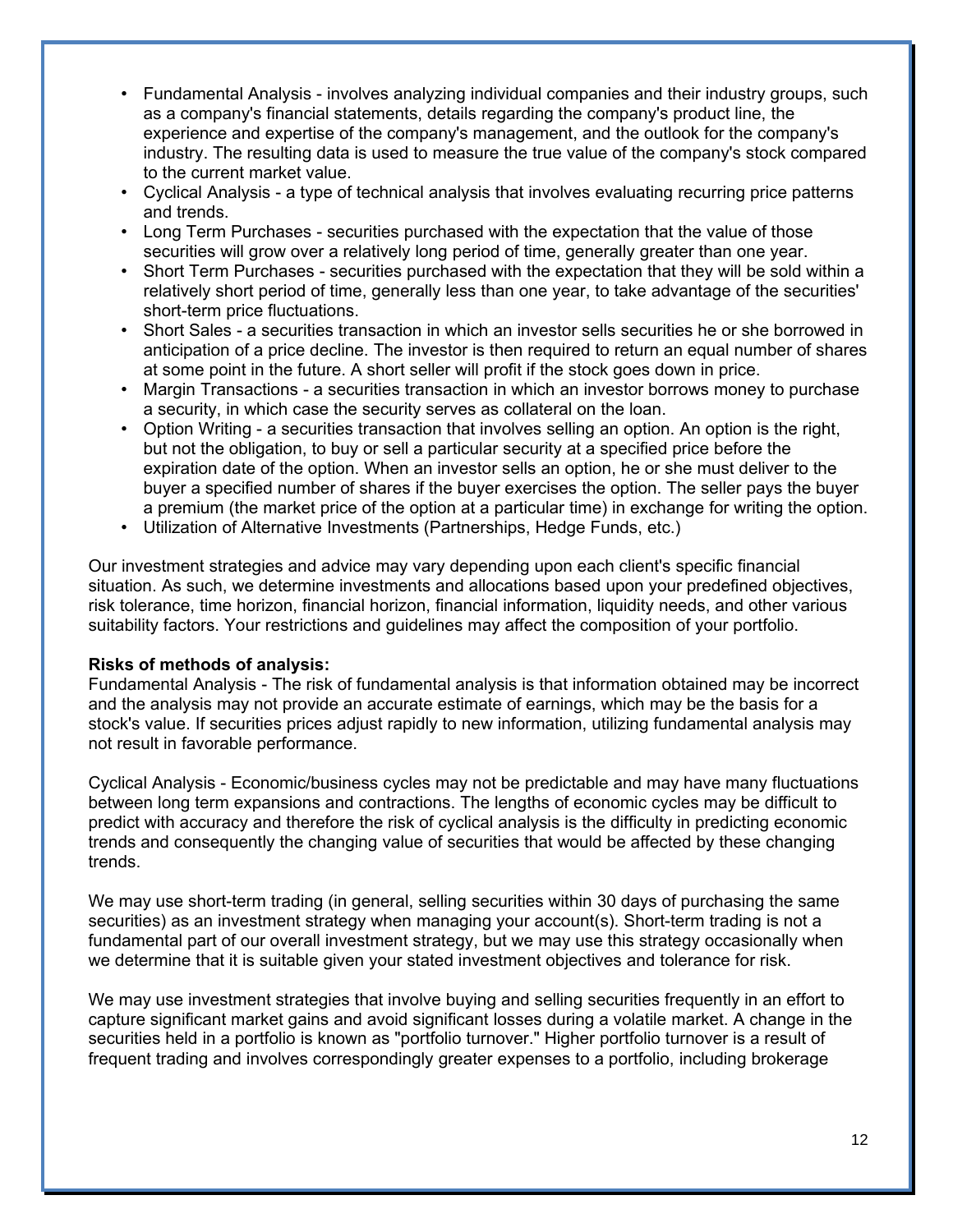- Fundamental Analysis - involves analyzing individual companies and their industry groups, such as a company's financial statements, details regarding the company's product line, the experience and expertise of the company's management, and the outlook for the company's industry. The resulting data is used to measure the true value of the company's stock compared to the current market value.
- Cyclical Analysis - a type of technical analysis that involves evaluating recurring price patterns and trends.
- Long Term Purchases - securities purchased with the expectation that the value of those securities will grow over a relatively long period of time, generally greater than one year.
- Short Term Purchases - securities purchased with the expectation that they will be sold within a relatively short period of time, generally less than one year, to take advantage of the securities' short-term price fluctuations.
- Short Sales - a securities transaction in which an investor sells securities he or she borrowed in anticipation of a price decline. The investor is then required to return an equal number of shares at some point in the future. A short seller will profit if the stock goes down in price.
- Margin Transactions - a securities transaction in which an investor borrows money to purchase a security, in which case the security serves as collateral on the loan.
- Option Writing - a securities transaction that involves selling an option. An option is the right, but not the obligation, to buy or sell a particular security at a specified price before the expiration date of the option. When an investor sells an option, he or she must deliver to the buyer a specified number of shares if the buyer exercises the option. The seller pays the buyer a premium (the market price of the option at a particular time) in exchange for writing the option.
- Utilization of Alternative Investments (Partnerships, Hedge Funds, etc.)

Our investment strategies and advice may vary depending upon each client's specific financial situation. As such, we determine investments and allocations based upon your predefined objectives, risk tolerance, time horizon, financial horizon, financial information, liquidity needs, and other various suitability factors. Your restrictions and guidelines may affect the composition of your portfolio.

**Risks of methods of analysis:**
Fundamental Analysis - The risk of fundamental analysis is that information obtained may be incorrect and the analysis may not provide an accurate estimate of earnings, which may be the basis for a stock's value. If securities prices adjust rapidly to new information, utilizing fundamental analysis may not result in favorable performance.

Cyclical Analysis - Economic/business cycles may not be predictable and may have many fluctuations between long term expansions and contractions. The lengths of economic cycles may be difficult to predict with accuracy and therefore the risk of cyclical analysis is the difficulty in predicting economic trends and consequently the changing value of securities that would be affected by these changing trends.

We may use short-term trading (in general, selling securities within 30 days of purchasing the same securities) as an investment strategy when managing your account(s). Short-term trading is not a fundamental part of our overall investment strategy, but we may use this strategy occasionally when we determine that it is suitable given your stated investment objectives and tolerance for risk.

We may use investment strategies that involve buying and selling securities frequently in an effort to capture significant market gains and avoid significant losses during a volatile market. A change in the securities held in a portfolio is known as "portfolio turnover." Higher portfolio turnover is a result of frequent trading and involves correspondingly greater expenses to a portfolio, including brokerage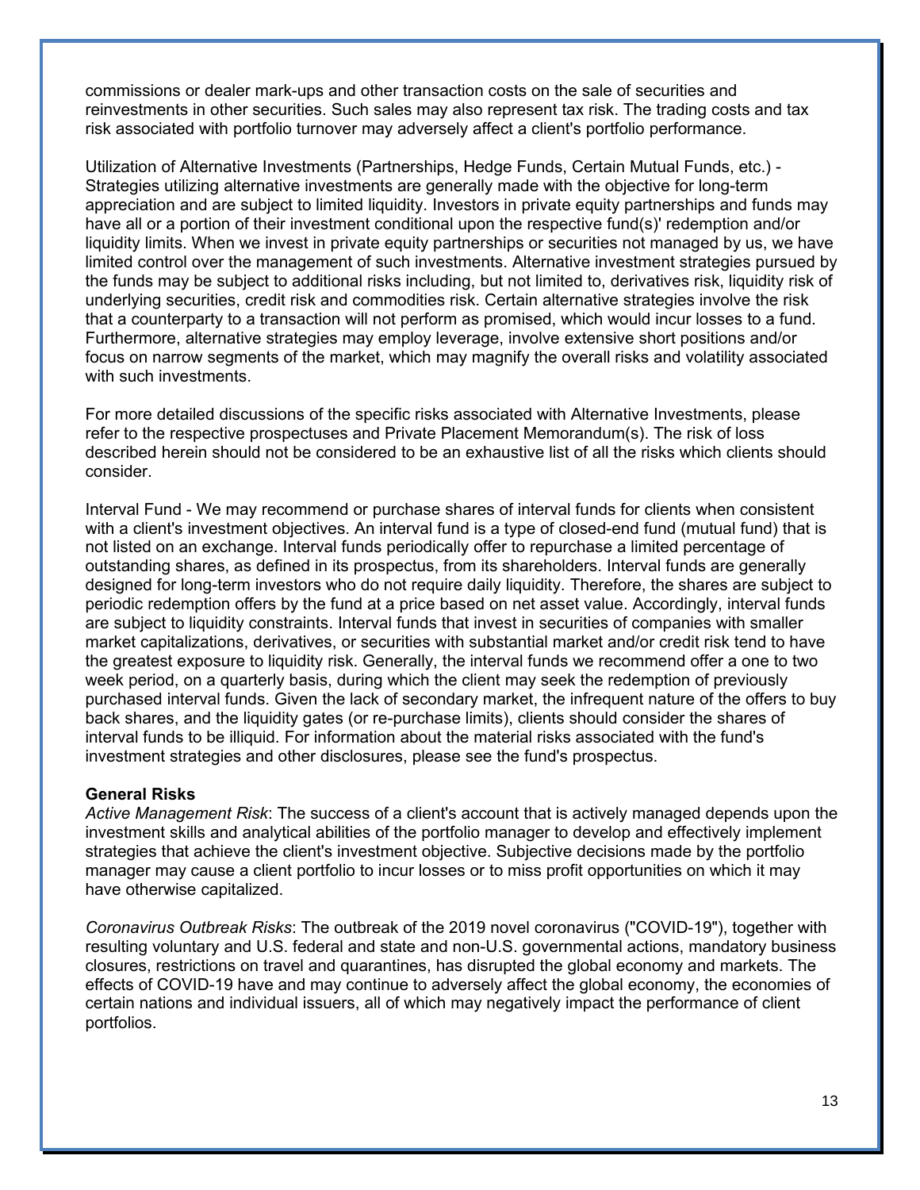commissions or dealer mark-ups and other transaction costs on the sale of securities and reinvestments in other securities. Such sales may also represent tax risk. The trading costs and tax risk associated with portfolio turnover may adversely affect a client's portfolio performance.

Utilization of Alternative Investments (Partnerships, Hedge Funds, Certain Mutual Funds, etc.) - Strategies utilizing alternative investments are generally made with the objective for long-term appreciation and are subject to limited liquidity. Investors in private equity partnerships and funds may have all or a portion of their investment conditional upon the respective fund(s)' redemption and/or liquidity limits. When we invest in private equity partnerships or securities not managed by us, we have limited control over the management of such investments. Alternative investment strategies pursued by the funds may be subject to additional risks including, but not limited to, derivatives risk, liquidity risk of underlying securities, credit risk and commodities risk. Certain alternative strategies involve the risk that a counterparty to a transaction will not perform as promised, which would incur losses to a fund. Furthermore, alternative strategies may employ leverage, involve extensive short positions and/or focus on narrow segments of the market, which may magnify the overall risks and volatility associated with such investments.

For more detailed discussions of the specific risks associated with Alternative Investments, please refer to the respective prospectuses and Private Placement Memorandum(s). The risk of loss described herein should not be considered to be an exhaustive list of all the risks which clients should consider.

Interval Fund - We may recommend or purchase shares of interval funds for clients when consistent with a client's investment objectives. An interval fund is a type of closed-end fund (mutual fund) that is not listed on an exchange. Interval funds periodically offer to repurchase a limited percentage of outstanding shares, as defined in its prospectus, from its shareholders. Interval funds are generally designed for long-term investors who do not require daily liquidity. Therefore, the shares are subject to periodic redemption offers by the fund at a price based on net asset value. Accordingly, interval funds are subject to liquidity constraints. Interval funds that invest in securities of companies with smaller market capitalizations, derivatives, or securities with substantial market and/or credit risk tend to have the greatest exposure to liquidity risk. Generally, the interval funds we recommend offer a one to two week period, on a quarterly basis, during which the client may seek the redemption of previously purchased interval funds. Given the lack of secondary market, the infrequent nature of the offers to buy back shares, and the liquidity gates (or re-purchase limits), clients should consider the shares of interval funds to be illiquid. For information about the material risks associated with the fund's investment strategies and other disclosures, please see the fund's prospectus.

**General Risks**

*Active Management Risk*: The success of a client's account that is actively managed depends upon the investment skills and analytical abilities of the portfolio manager to develop and effectively implement strategies that achieve the client's investment objective. Subjective decisions made by the portfolio manager may cause a client portfolio to incur losses or to miss profit opportunities on which it may have otherwise capitalized.

*Coronavirus Outbreak Risks*: The outbreak of the 2019 novel coronavirus ("COVID-19"), together with resulting voluntary and U.S. federal and state and non-U.S. governmental actions, mandatory business closures, restrictions on travel and quarantines, has disrupted the global economy and markets. The effects of COVID-19 have and may continue to adversely affect the global economy, the economies of certain nations and individual issuers, all of which may negatively impact the performance of client portfolios.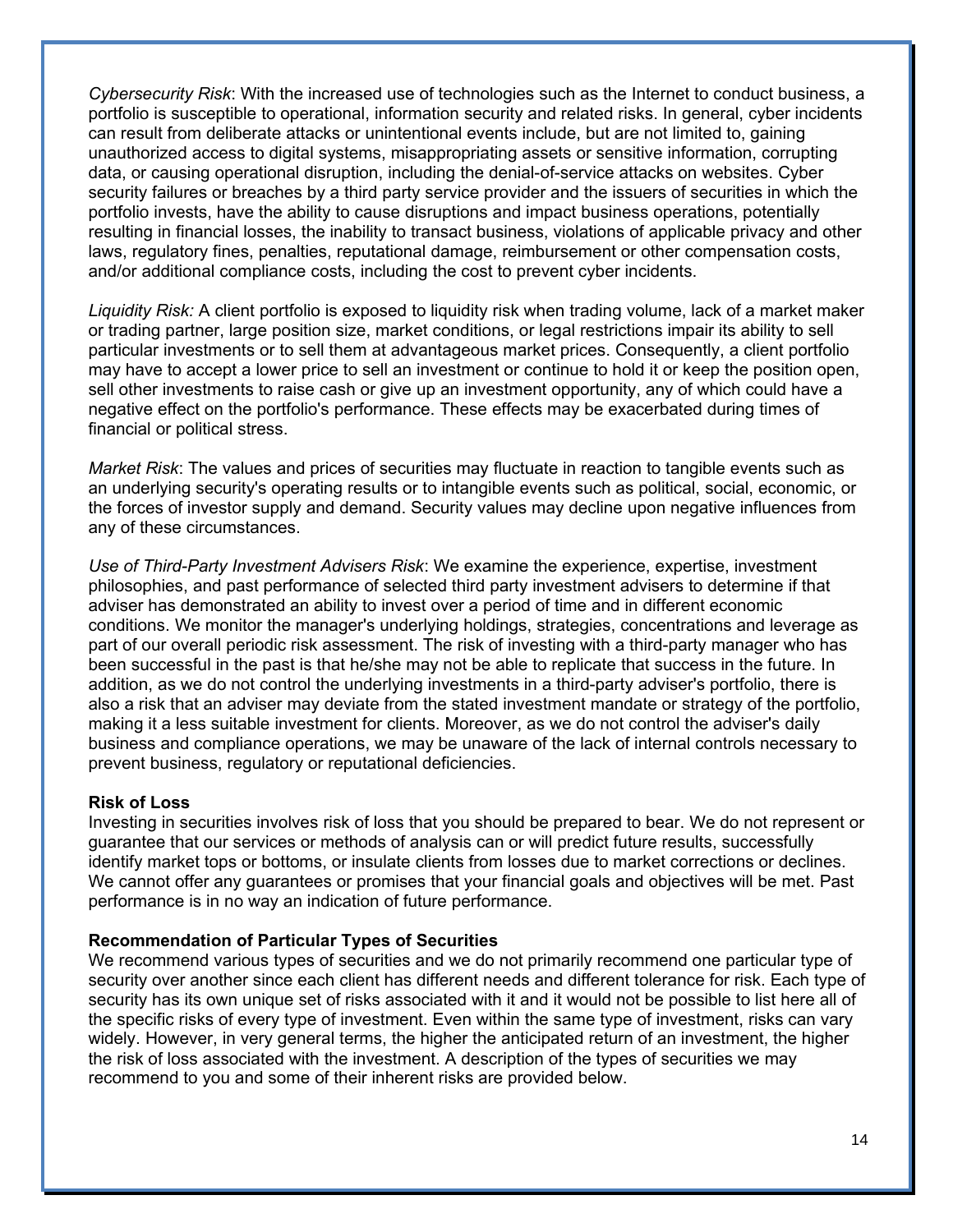*Cybersecurity Risk*: With the increased use of technologies such as the Internet to conduct business, a portfolio is susceptible to operational, information security and related risks. In general, cyber incidents can result from deliberate attacks or unintentional events include, but are not limited to, gaining unauthorized access to digital systems, misappropriating assets or sensitive information, corrupting data, or causing operational disruption, including the denial-of-service attacks on websites. Cyber security failures or breaches by a third party service provider and the issuers of securities in which the portfolio invests, have the ability to cause disruptions and impact business operations, potentially resulting in financial losses, the inability to transact business, violations of applicable privacy and other laws, regulatory fines, penalties, reputational damage, reimbursement or other compensation costs, and/or additional compliance costs, including the cost to prevent cyber incidents.

*Liquidity Risk:* A client portfolio is exposed to liquidity risk when trading volume, lack of a market maker or trading partner, large position size, market conditions, or legal restrictions impair its ability to sell particular investments or to sell them at advantageous market prices. Consequently, a client portfolio may have to accept a lower price to sell an investment or continue to hold it or keep the position open, sell other investments to raise cash or give up an investment opportunity, any of which could have a negative effect on the portfolio's performance. These effects may be exacerbated during times of financial or political stress.

*Market Risk*: The values and prices of securities may fluctuate in reaction to tangible events such as an underlying security's operating results or to intangible events such as political, social, economic, or the forces of investor supply and demand. Security values may decline upon negative influences from any of these circumstances.

*Use of Third-Party Investment Advisers Risk*: We examine the experience, expertise, investment philosophies, and past performance of selected third party investment advisers to determine if that adviser has demonstrated an ability to invest over a period of time and in different economic conditions. We monitor the manager's underlying holdings, strategies, concentrations and leverage as part of our overall periodic risk assessment. The risk of investing with a third-party manager who has been successful in the past is that he/she may not be able to replicate that success in the future. In addition, as we do not control the underlying investments in a third-party adviser's portfolio, there is also a risk that an adviser may deviate from the stated investment mandate or strategy of the portfolio, making it a less suitable investment for clients. Moreover, as we do not control the adviser's daily business and compliance operations, we may be unaware of the lack of internal controls necessary to prevent business, regulatory or reputational deficiencies.

**Risk of Loss**

Investing in securities involves risk of loss that you should be prepared to bear. We do not represent or guarantee that our services or methods of analysis can or will predict future results, successfully identify market tops or bottoms, or insulate clients from losses due to market corrections or declines. We cannot offer any guarantees or promises that your financial goals and objectives will be met. Past performance is in no way an indication of future performance.

**Recommendation of Particular Types of Securities**

We recommend various types of securities and we do not primarily recommend one particular type of security over another since each client has different needs and different tolerance for risk. Each type of security has its own unique set of risks associated with it and it would not be possible to list here all of the specific risks of every type of investment. Even within the same type of investment, risks can vary widely. However, in very general terms, the higher the anticipated return of an investment, the higher the risk of loss associated with the investment. A description of the types of securities we may recommend to you and some of their inherent risks are provided below.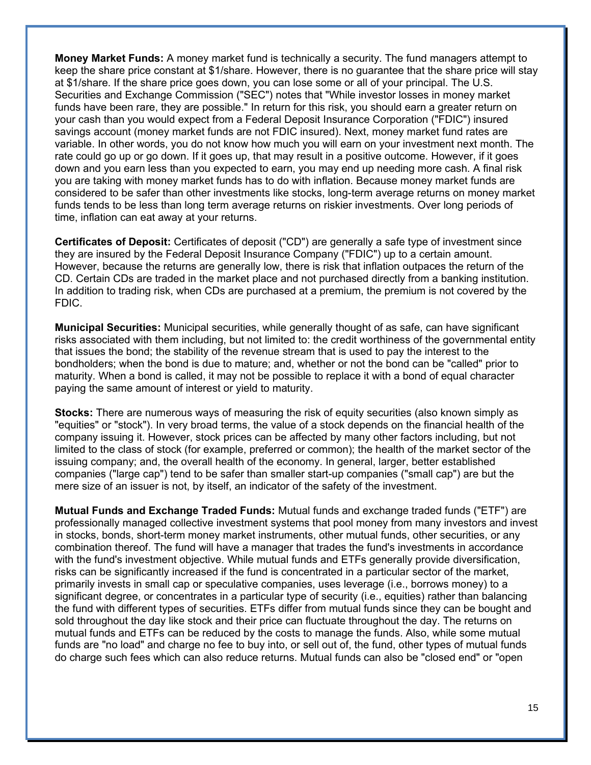**Money Market Funds:** A money market fund is technically a security. The fund managers attempt to keep the share price constant at $1/share. However, there is no guarantee that the share price will stay at $1/share. If the share price goes down, you can lose some or all of your principal. The U.S. Securities and Exchange Commission ("SEC") notes that "While investor losses in money market funds have been rare, they are possible." In return for this risk, you should earn a greater return on your cash than you would expect from a Federal Deposit Insurance Corporation ("FDIC") insured savings account (money market funds are not FDIC insured). Next, money market fund rates are variable. In other words, you do not know how much you will earn on your investment next month. The rate could go up or go down. If it goes up, that may result in a positive outcome. However, if it goes down and you earn less than you expected to earn, you may end up needing more cash. A final risk you are taking with money market funds has to do with inflation. Because money market funds are considered to be safer than other investments like stocks, long-term average returns on money market funds tends to be less than long term average returns on riskier investments. Over long periods of time, inflation can eat away at your returns.

**Certificates of Deposit:** Certificates of deposit ("CD") are generally a safe type of investment since they are insured by the Federal Deposit Insurance Company ("FDIC") up to a certain amount. However, because the returns are generally low, there is risk that inflation outpaces the return of the CD. Certain CDs are traded in the market place and not purchased directly from a banking institution. In addition to trading risk, when CDs are purchased at a premium, the premium is not covered by the FDIC.

**Municipal Securities:** Municipal securities, while generally thought of as safe, can have significant risks associated with them including, but not limited to: the credit worthiness of the governmental entity that issues the bond; the stability of the revenue stream that is used to pay the interest to the bondholders; when the bond is due to mature; and, whether or not the bond can be "called" prior to maturity. When a bond is called, it may not be possible to replace it with a bond of equal character paying the same amount of interest or yield to maturity.

**Stocks:** There are numerous ways of measuring the risk of equity securities (also known simply as "equities" or "stock"). In very broad terms, the value of a stock depends on the financial health of the company issuing it. However, stock prices can be affected by many other factors including, but not limited to the class of stock (for example, preferred or common); the health of the market sector of the issuing company; and, the overall health of the economy. In general, larger, better established companies ("large cap") tend to be safer than smaller start-up companies ("small cap") are but the mere size of an issuer is not, by itself, an indicator of the safety of the investment.

**Mutual Funds and Exchange Traded Funds:** Mutual funds and exchange traded funds ("ETF") are professionally managed collective investment systems that pool money from many investors and invest in stocks, bonds, short-term money market instruments, other mutual funds, other securities, or any combination thereof. The fund will have a manager that trades the fund's investments in accordance with the fund's investment objective. While mutual funds and ETFs generally provide diversification, risks can be significantly increased if the fund is concentrated in a particular sector of the market, primarily invests in small cap or speculative companies, uses leverage (i.e., borrows money) to a significant degree, or concentrates in a particular type of security (i.e., equities) rather than balancing the fund with different types of securities. ETFs differ from mutual funds since they can be bought and sold throughout the day like stock and their price can fluctuate throughout the day. The returns on mutual funds and ETFs can be reduced by the costs to manage the funds. Also, while some mutual funds are "no load" and charge no fee to buy into, or sell out of, the fund, other types of mutual funds do charge such fees which can also reduce returns. Mutual funds can also be "closed end" or "open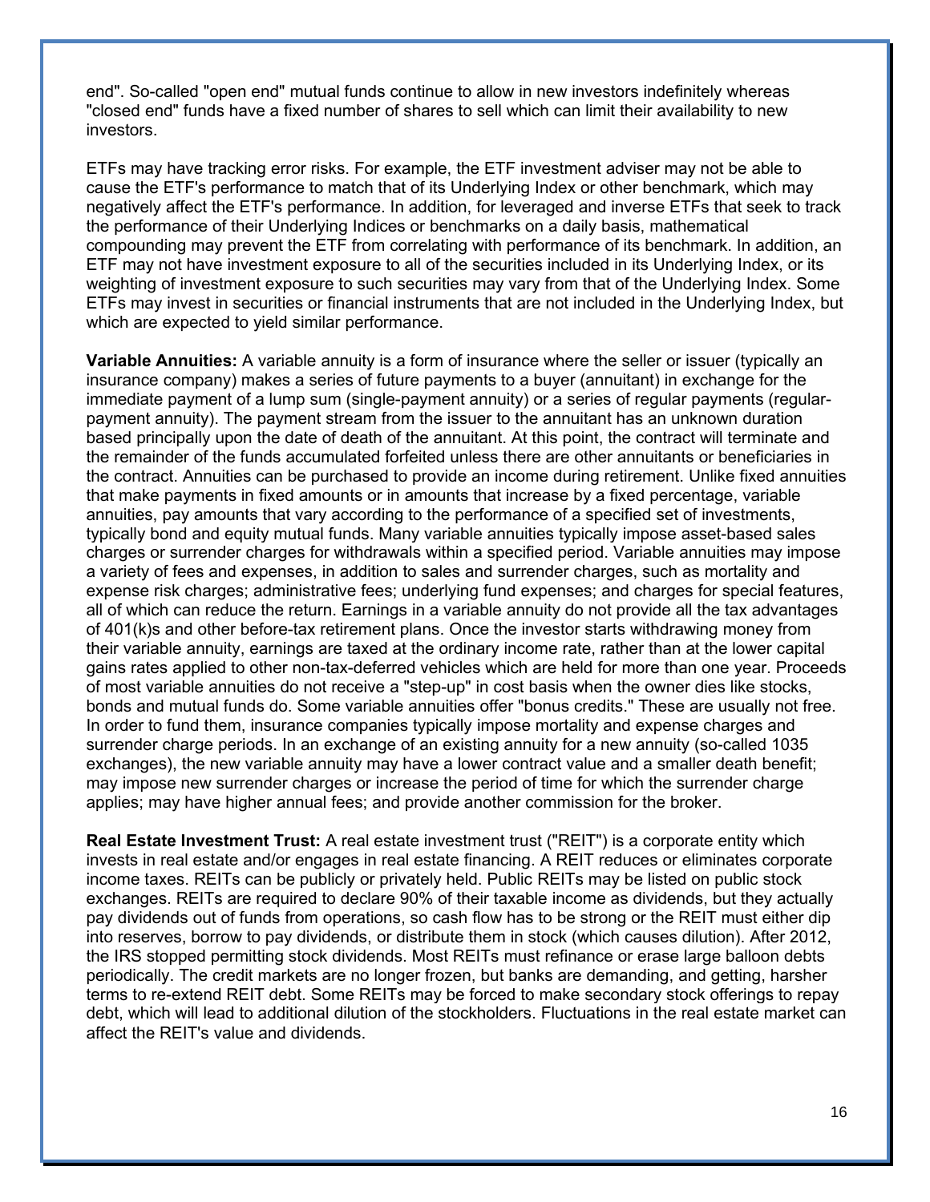end". So-called "open end" mutual funds continue to allow in new investors indefinitely whereas "closed end" funds have a fixed number of shares to sell which can limit their availability to new investors.

ETFs may have tracking error risks. For example, the ETF investment adviser may not be able to cause the ETF's performance to match that of its Underlying Index or other benchmark, which may negatively affect the ETF's performance. In addition, for leveraged and inverse ETFs that seek to track the performance of their Underlying Indices or benchmarks on a daily basis, mathematical compounding may prevent the ETF from correlating with performance of its benchmark. In addition, an ETF may not have investment exposure to all of the securities included in its Underlying Index, or its weighting of investment exposure to such securities may vary from that of the Underlying Index. Some ETFs may invest in securities or financial instruments that are not included in the Underlying Index, but which are expected to yield similar performance.

**Variable Annuities:** A variable annuity is a form of insurance where the seller or issuer (typically an insurance company) makes a series of future payments to a buyer (annuitant) in exchange for the immediate payment of a lump sum (single-payment annuity) or a series of regular payments (regular-payment annuity). The payment stream from the issuer to the annuitant has an unknown duration based principally upon the date of death of the annuitant. At this point, the contract will terminate and the remainder of the funds accumulated forfeited unless there are other annuitants or beneficiaries in the contract. Annuities can be purchased to provide an income during retirement. Unlike fixed annuities that make payments in fixed amounts or in amounts that increase by a fixed percentage, variable annuities, pay amounts that vary according to the performance of a specified set of investments, typically bond and equity mutual funds. Many variable annuities typically impose asset-based sales charges or surrender charges for withdrawals within a specified period. Variable annuities may impose a variety of fees and expenses, in addition to sales and surrender charges, such as mortality and expense risk charges; administrative fees; underlying fund expenses; and charges for special features, all of which can reduce the return. Earnings in a variable annuity do not provide all the tax advantages of 401(k)s and other before-tax retirement plans. Once the investor starts withdrawing money from their variable annuity, earnings are taxed at the ordinary income rate, rather than at the lower capital gains rates applied to other non-tax-deferred vehicles which are held for more than one year. Proceeds of most variable annuities do not receive a "step-up" in cost basis when the owner dies like stocks, bonds and mutual funds do. Some variable annuities offer "bonus credits." These are usually not free. In order to fund them, insurance companies typically impose mortality and expense charges and surrender charge periods. In an exchange of an existing annuity for a new annuity (so-called 1035 exchanges), the new variable annuity may have a lower contract value and a smaller death benefit; may impose new surrender charges or increase the period of time for which the surrender charge applies; may have higher annual fees; and provide another commission for the broker.

**Real Estate Investment Trust:** A real estate investment trust ("REIT") is a corporate entity which invests in real estate and/or engages in real estate financing. A REIT reduces or eliminates corporate income taxes. REITs can be publicly or privately held. Public REITs may be listed on public stock exchanges. REITs are required to declare 90% of their taxable income as dividends, but they actually pay dividends out of funds from operations, so cash flow has to be strong or the REIT must either dip into reserves, borrow to pay dividends, or distribute them in stock (which causes dilution). After 2012, the IRS stopped permitting stock dividends. Most REITs must refinance or erase large balloon debts periodically. The credit markets are no longer frozen, but banks are demanding, and getting, harsher terms to re-extend REIT debt. Some REITs may be forced to make secondary stock offerings to repay debt, which will lead to additional dilution of the stockholders. Fluctuations in the real estate market can affect the REIT's value and dividends.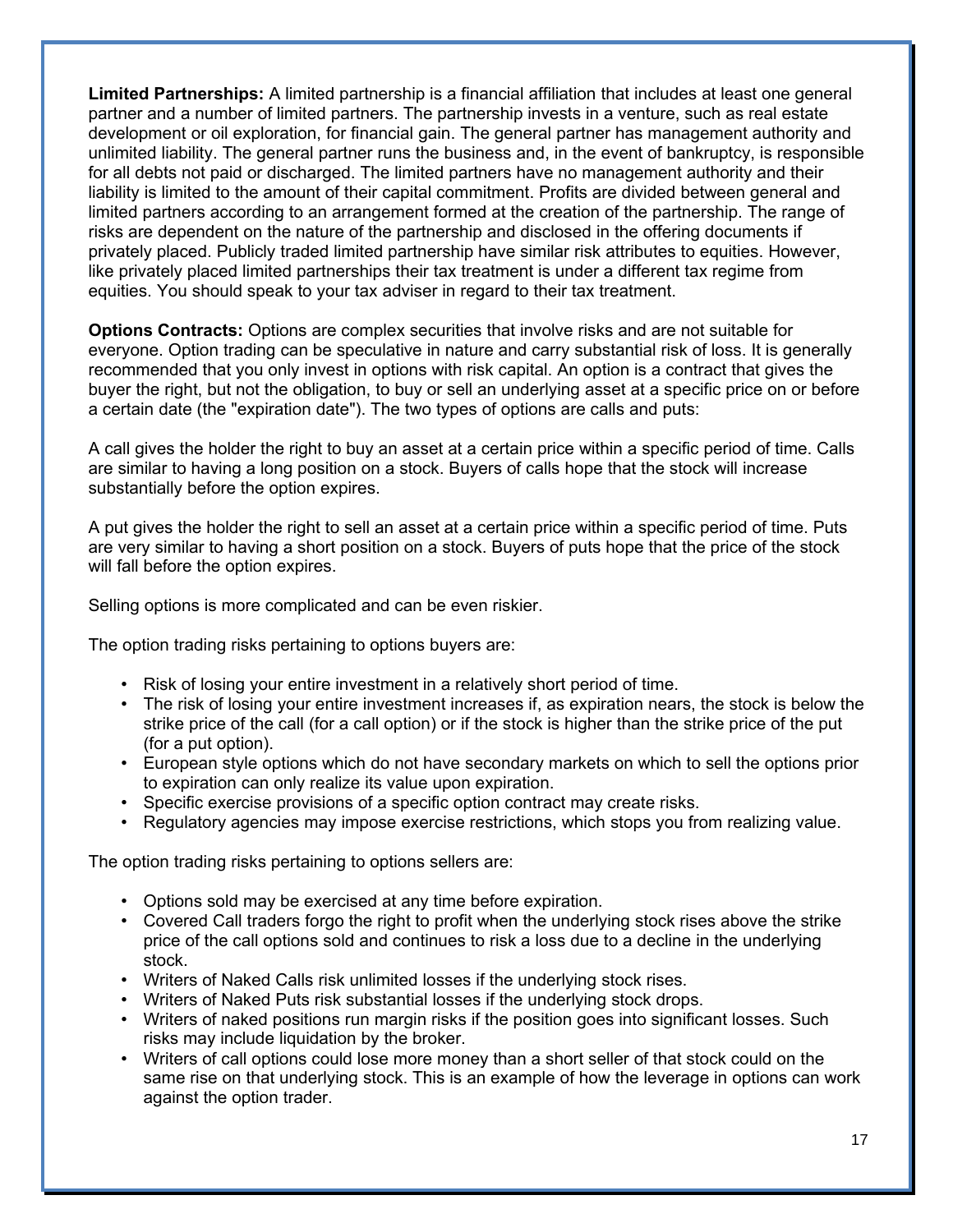**Limited Partnerships:** A limited partnership is a financial affiliation that includes at least one general partner and a number of limited partners. The partnership invests in a venture, such as real estate development or oil exploration, for financial gain. The general partner has management authority and unlimited liability. The general partner runs the business and, in the event of bankruptcy, is responsible for all debts not paid or discharged. The limited partners have no management authority and their liability is limited to the amount of their capital commitment. Profits are divided between general and limited partners according to an arrangement formed at the creation of the partnership. The range of risks are dependent on the nature of the partnership and disclosed in the offering documents if privately placed. Publicly traded limited partnership have similar risk attributes to equities. However, like privately placed limited partnerships their tax treatment is under a different tax regime from equities. You should speak to your tax adviser in regard to their tax treatment.

**Options Contracts:** Options are complex securities that involve risks and are not suitable for everyone. Option trading can be speculative in nature and carry substantial risk of loss. It is generally recommended that you only invest in options with risk capital. An option is a contract that gives the buyer the right, but not the obligation, to buy or sell an underlying asset at a specific price on or before a certain date (the "expiration date"). The two types of options are calls and puts:

A call gives the holder the right to buy an asset at a certain price within a specific period of time. Calls are similar to having a long position on a stock. Buyers of calls hope that the stock will increase substantially before the option expires.

A put gives the holder the right to sell an asset at a certain price within a specific period of time. Puts are very similar to having a short position on a stock. Buyers of puts hope that the price of the stock will fall before the option expires.

Selling options is more complicated and can be even riskier.

The option trading risks pertaining to options buyers are:

- Risk of losing your entire investment in a relatively short period of time.
- The risk of losing your entire investment increases if, as expiration nears, the stock is below the strike price of the call (for a call option) or if the stock is higher than the strike price of the put (for a put option).
- European style options which do not have secondary markets on which to sell the options prior to expiration can only realize its value upon expiration.
- Specific exercise provisions of a specific option contract may create risks.
- Regulatory agencies may impose exercise restrictions, which stops you from realizing value.

The option trading risks pertaining to options sellers are:

- Options sold may be exercised at any time before expiration.
- Covered Call traders forgo the right to profit when the underlying stock rises above the strike price of the call options sold and continues to risk a loss due to a decline in the underlying stock.
- Writers of Naked Calls risk unlimited losses if the underlying stock rises.
- Writers of Naked Puts risk substantial losses if the underlying stock drops.
- Writers of naked positions run margin risks if the position goes into significant losses. Such risks may include liquidation by the broker.
- Writers of call options could lose more money than a short seller of that stock could on the same rise on that underlying stock. This is an example of how the leverage in options can work against the option trader.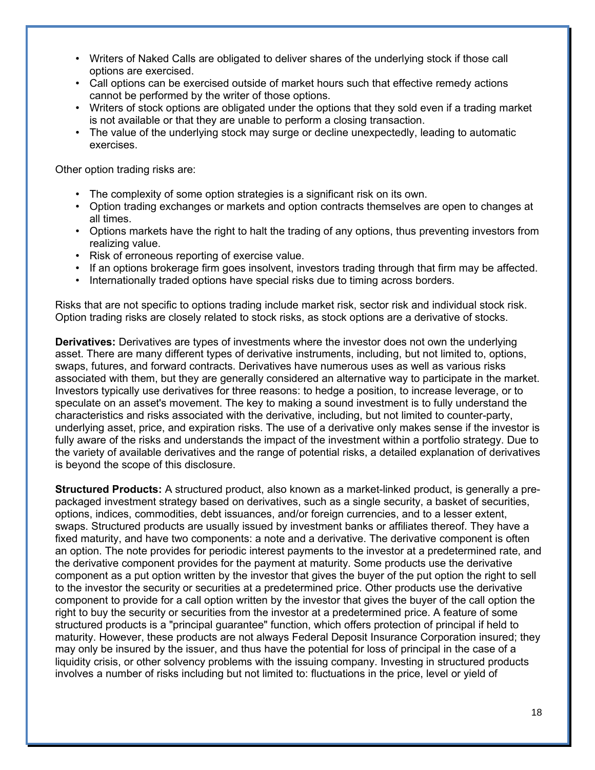- Writers of Naked Calls are obligated to deliver shares of the underlying stock if those call options are exercised.
- Call options can be exercised outside of market hours such that effective remedy actions cannot be performed by the writer of those options.
- Writers of stock options are obligated under the options that they sold even if a trading market is not available or that they are unable to perform a closing transaction.
- The value of the underlying stock may surge or decline unexpectedly, leading to automatic exercises.

Other option trading risks are:

- The complexity of some option strategies is a significant risk on its own.
- Option trading exchanges or markets and option contracts themselves are open to changes at all times.
- Options markets have the right to halt the trading of any options, thus preventing investors from realizing value.
- Risk of erroneous reporting of exercise value.
- If an options brokerage firm goes insolvent, investors trading through that firm may be affected.
- Internationally traded options have special risks due to timing across borders.

Risks that are not specific to options trading include market risk, sector risk and individual stock risk. Option trading risks are closely related to stock risks, as stock options are a derivative of stocks.

**Derivatives:** Derivatives are types of investments where the investor does not own the underlying asset. There are many different types of derivative instruments, including, but not limited to, options, swaps, futures, and forward contracts. Derivatives have numerous uses as well as various risks associated with them, but they are generally considered an alternative way to participate in the market. Investors typically use derivatives for three reasons: to hedge a position, to increase leverage, or to speculate on an asset's movement. The key to making a sound investment is to fully understand the characteristics and risks associated with the derivative, including, but not limited to counter-party, underlying asset, price, and expiration risks. The use of a derivative only makes sense if the investor is fully aware of the risks and understands the impact of the investment within a portfolio strategy. Due to the variety of available derivatives and the range of potential risks, a detailed explanation of derivatives is beyond the scope of this disclosure.

**Structured Products:** A structured product, also known as a market-linked product, is generally a pre-packaged investment strategy based on derivatives, such as a single security, a basket of securities, options, indices, commodities, debt issuances, and/or foreign currencies, and to a lesser extent, swaps. Structured products are usually issued by investment banks or affiliates thereof. They have a fixed maturity, and have two components: a note and a derivative. The derivative component is often an option. The note provides for periodic interest payments to the investor at a predetermined rate, and the derivative component provides for the payment at maturity. Some products use the derivative component as a put option written by the investor that gives the buyer of the put option the right to sell to the investor the security or securities at a predetermined price. Other products use the derivative component to provide for a call option written by the investor that gives the buyer of the call option the right to buy the security or securities from the investor at a predetermined price. A feature of some structured products is a "principal guarantee" function, which offers protection of principal if held to maturity. However, these products are not always Federal Deposit Insurance Corporation insured; they may only be insured by the issuer, and thus have the potential for loss of principal in the case of a liquidity crisis, or other solvency problems with the issuing company. Investing in structured products involves a number of risks including but not limited to: fluctuations in the price, level or yield of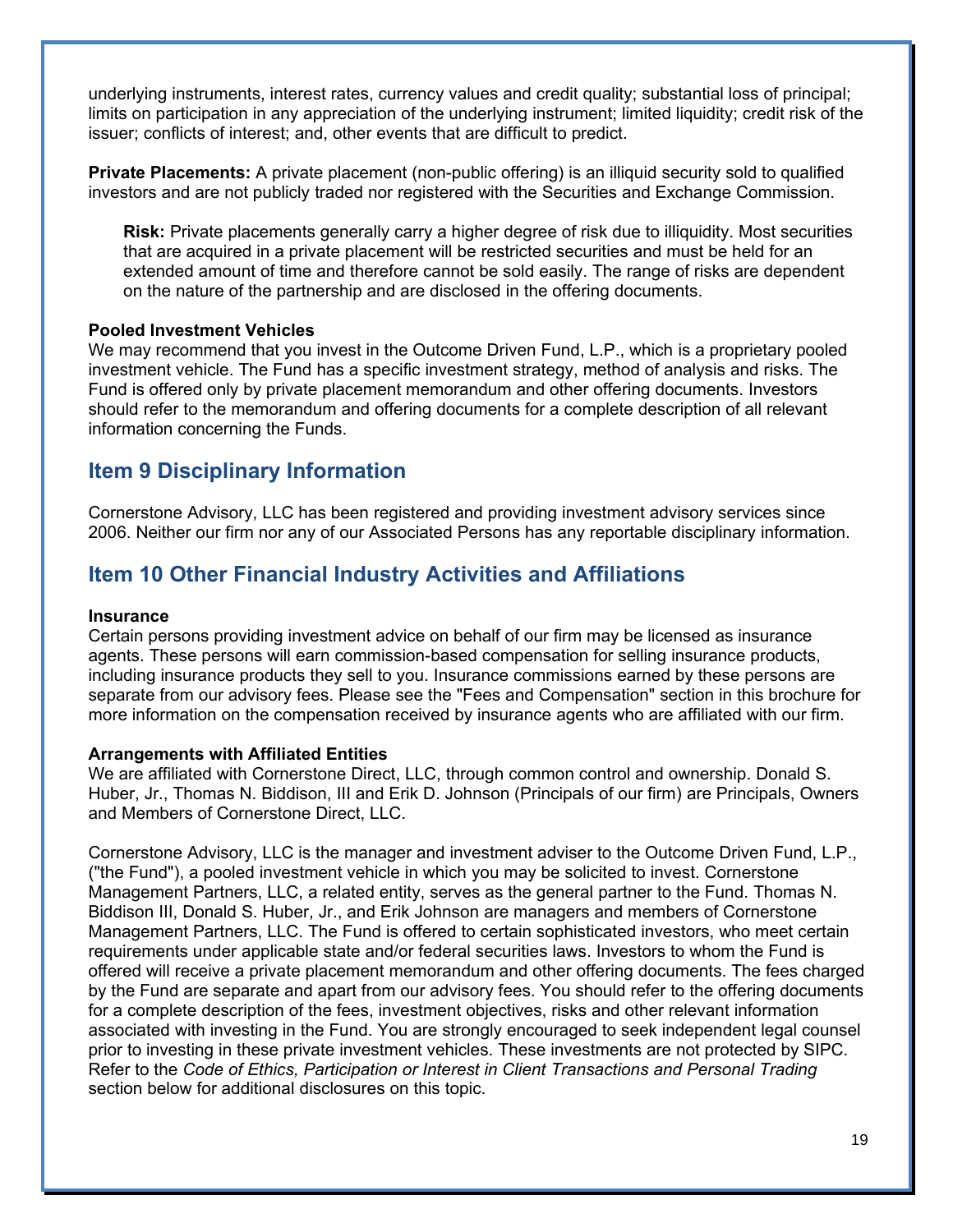underlying instruments, interest rates, currency values and credit quality; substantial loss of principal; limits on participation in any appreciation of the underlying instrument; limited liquidity; credit risk of the issuer; conflicts of interest; and, other events that are difficult to predict.

**Private Placements:** A private placement (non-public offering) is an illiquid security sold to qualified investors and are not publicly traded nor registered with the Securities and Exchange Commission.

> **Risk:** Private placements generally carry a higher degree of risk due to illiquidity. Most securities that are acquired in a private placement will be restricted securities and must be held for an extended amount of time and therefore cannot be sold easily. The range of risks are dependent on the nature of the partnership and are disclosed in the offering documents.

**Pooled Investment Vehicles**

We may recommend that you invest in the Outcome Driven Fund, L.P., which is a proprietary pooled investment vehicle. The Fund has a specific investment strategy, method of analysis and risks. The Fund is offered only by private placement memorandum and other offering documents. Investors should refer to the memorandum and offering documents for a complete description of all relevant information concerning the Funds.

## Item 9 Disciplinary Information

Cornerstone Advisory, LLC has been registered and providing investment advisory services since 2006. Neither our firm nor any of our Associated Persons has any reportable disciplinary information.

## Item 10 Other Financial Industry Activities and Affiliations

**Insurance**

Certain persons providing investment advice on behalf of our firm may be licensed as insurance agents. These persons will earn commission-based compensation for selling insurance products, including insurance products they sell to you. Insurance commissions earned by these persons are separate from our advisory fees. Please see the "Fees and Compensation" section in this brochure for more information on the compensation received by insurance agents who are affiliated with our firm.

**Arrangements with Affiliated Entities**

We are affiliated with Cornerstone Direct, LLC, through common control and ownership. Donald S. Huber, Jr., Thomas N. Biddison, III and Erik D. Johnson (Principals of our firm) are Principals, Owners and Members of Cornerstone Direct, LLC.

Cornerstone Advisory, LLC is the manager and investment adviser to the Outcome Driven Fund, L.P., ("the Fund"), a pooled investment vehicle in which you may be solicited to invest. Cornerstone Management Partners, LLC, a related entity, serves as the general partner to the Fund. Thomas N. Biddison III, Donald S. Huber, Jr., and Erik Johnson are managers and members of Cornerstone Management Partners, LLC. The Fund is offered to certain sophisticated investors, who meet certain requirements under applicable state and/or federal securities laws. Investors to whom the Fund is offered will receive a private placement memorandum and other offering documents. The fees charged by the Fund are separate and apart from our advisory fees. You should refer to the offering documents for a complete description of the fees, investment objectives, risks and other relevant information associated with investing in the Fund. You are strongly encouraged to seek independent legal counsel prior to investing in these private investment vehicles. These investments are not protected by SIPC. Refer to the *Code of Ethics, Participation or Interest in Client Transactions and Personal Trading* section below for additional disclosures on this topic.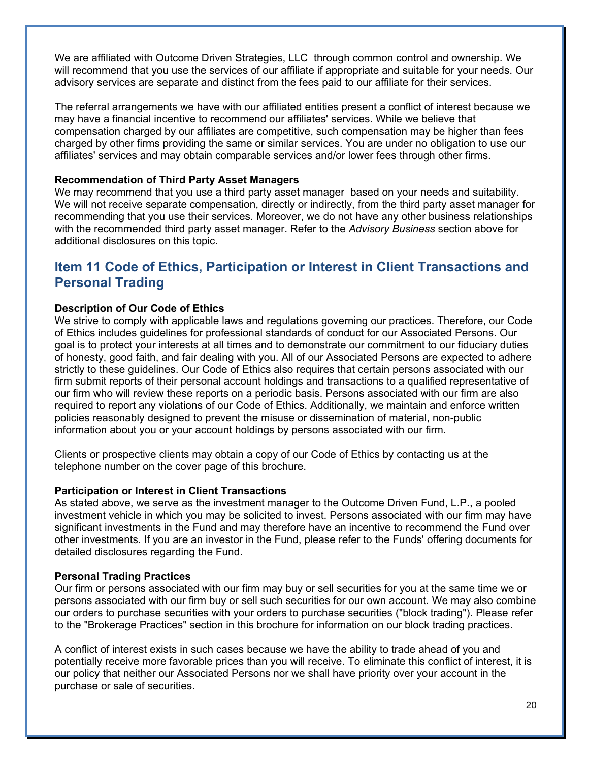We are affiliated with Outcome Driven Strategies, LLC through common control and ownership. We will recommend that you use the services of our affiliate if appropriate and suitable for your needs. Our advisory services are separate and distinct from the fees paid to our affiliate for their services.

The referral arrangements we have with our affiliated entities present a conflict of interest because we may have a financial incentive to recommend our affiliates' services. While we believe that compensation charged by our affiliates are competitive, such compensation may be higher than fees charged by other firms providing the same or similar services. You are under no obligation to use our affiliates' services and may obtain comparable services and/or lower fees through other firms.

**Recommendation of Third Party Asset Managers**

We may recommend that you use a third party asset manager based on your needs and suitability. We will not receive separate compensation, directly or indirectly, from the third party asset manager for recommending that you use their services. Moreover, we do not have any other business relationships with the recommended third party asset manager. Refer to the *Advisory Business* section above for additional disclosures on this topic.

## Item 11 Code of Ethics, Participation or Interest in Client Transactions and Personal Trading

**Description of Our Code of Ethics**

We strive to comply with applicable laws and regulations governing our practices. Therefore, our Code of Ethics includes guidelines for professional standards of conduct for our Associated Persons. Our goal is to protect your interests at all times and to demonstrate our commitment to our fiduciary duties of honesty, good faith, and fair dealing with you. All of our Associated Persons are expected to adhere strictly to these guidelines. Our Code of Ethics also requires that certain persons associated with our firm submit reports of their personal account holdings and transactions to a qualified representative of our firm who will review these reports on a periodic basis. Persons associated with our firm are also required to report any violations of our Code of Ethics. Additionally, we maintain and enforce written policies reasonably designed to prevent the misuse or dissemination of material, non-public information about you or your account holdings by persons associated with our firm.

Clients or prospective clients may obtain a copy of our Code of Ethics by contacting us at the telephone number on the cover page of this brochure.

**Participation or Interest in Client Transactions**

As stated above, we serve as the investment manager to the Outcome Driven Fund, L.P., a pooled investment vehicle in which you may be solicited to invest. Persons associated with our firm may have significant investments in the Fund and may therefore have an incentive to recommend the Fund over other investments. If you are an investor in the Fund, please refer to the Funds' offering documents for detailed disclosures regarding the Fund.

**Personal Trading Practices**

Our firm or persons associated with our firm may buy or sell securities for you at the same time we or persons associated with our firm buy or sell such securities for our own account. We may also combine our orders to purchase securities with your orders to purchase securities ("block trading"). Please refer to the "Brokerage Practices" section in this brochure for information on our block trading practices.

A conflict of interest exists in such cases because we have the ability to trade ahead of you and potentially receive more favorable prices than you will receive. To eliminate this conflict of interest, it is our policy that neither our Associated Persons nor we shall have priority over your account in the purchase or sale of securities.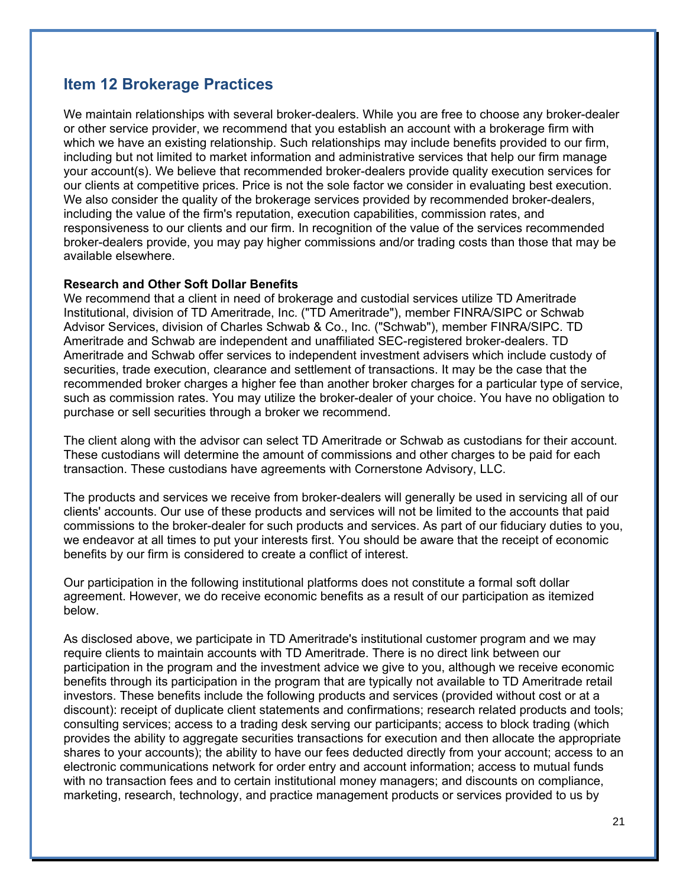## Item 12 Brokerage Practices

We maintain relationships with several broker-dealers. While you are free to choose any broker-dealer or other service provider, we recommend that you establish an account with a brokerage firm with which we have an existing relationship. Such relationships may include benefits provided to our firm, including but not limited to market information and administrative services that help our firm manage your account(s). We believe that recommended broker-dealers provide quality execution services for our clients at competitive prices. Price is not the sole factor we consider in evaluating best execution. We also consider the quality of the brokerage services provided by recommended broker-dealers, including the value of the firm's reputation, execution capabilities, commission rates, and responsiveness to our clients and our firm. In recognition of the value of the services recommended broker-dealers provide, you may pay higher commissions and/or trading costs than those that may be available elsewhere.

**Research and Other Soft Dollar Benefits**

We recommend that a client in need of brokerage and custodial services utilize TD Ameritrade Institutional, division of TD Ameritrade, Inc. ("TD Ameritrade"), member FINRA/SIPC or Schwab Advisor Services, division of Charles Schwab & Co., Inc. ("Schwab"), member FINRA/SIPC. TD Ameritrade and Schwab are independent and unaffiliated SEC-registered broker-dealers. TD Ameritrade and Schwab offer services to independent investment advisers which include custody of securities, trade execution, clearance and settlement of transactions. It may be the case that the recommended broker charges a higher fee than another broker charges for a particular type of service, such as commission rates. You may utilize the broker-dealer of your choice. You have no obligation to purchase or sell securities through a broker we recommend.

The client along with the advisor can select TD Ameritrade or Schwab as custodians for their account. These custodians will determine the amount of commissions and other charges to be paid for each transaction. These custodians have agreements with Cornerstone Advisory, LLC.

The products and services we receive from broker-dealers will generally be used in servicing all of our clients' accounts. Our use of these products and services will not be limited to the accounts that paid commissions to the broker-dealer for such products and services. As part of our fiduciary duties to you, we endeavor at all times to put your interests first. You should be aware that the receipt of economic benefits by our firm is considered to create a conflict of interest.

Our participation in the following institutional platforms does not constitute a formal soft dollar agreement. However, we do receive economic benefits as a result of our participation as itemized below.

As disclosed above, we participate in TD Ameritrade's institutional customer program and we may require clients to maintain accounts with TD Ameritrade. There is no direct link between our participation in the program and the investment advice we give to you, although we receive economic benefits through its participation in the program that are typically not available to TD Ameritrade retail investors. These benefits include the following products and services (provided without cost or at a discount): receipt of duplicate client statements and confirmations; research related products and tools; consulting services; access to a trading desk serving our participants; access to block trading (which provides the ability to aggregate securities transactions for execution and then allocate the appropriate shares to your accounts); the ability to have our fees deducted directly from your account; access to an electronic communications network for order entry and account information; access to mutual funds with no transaction fees and to certain institutional money managers; and discounts on compliance, marketing, research, technology, and practice management products or services provided to us by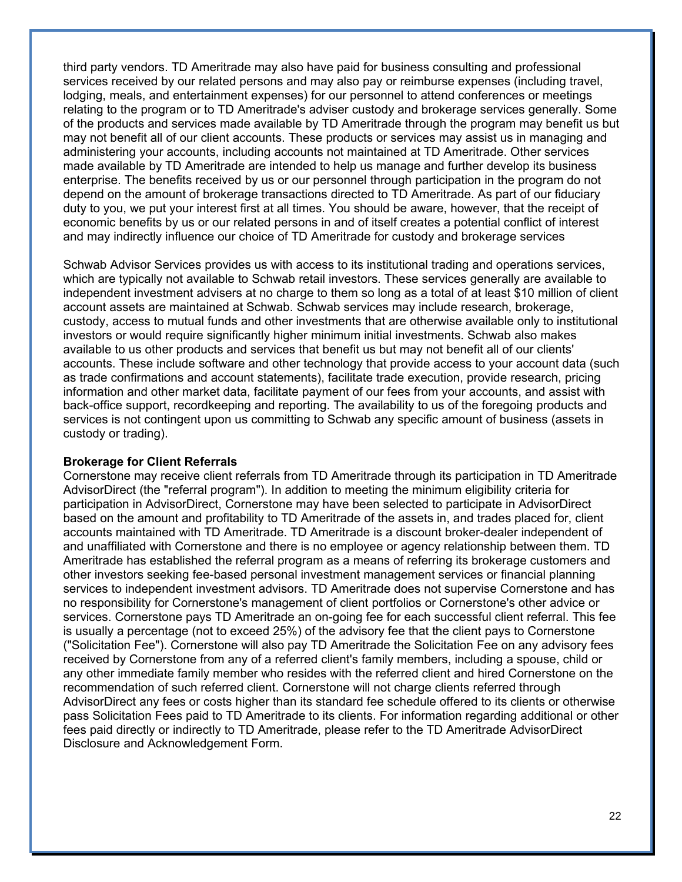third party vendors. TD Ameritrade may also have paid for business consulting and professional services received by our related persons and may also pay or reimburse expenses (including travel, lodging, meals, and entertainment expenses) for our personnel to attend conferences or meetings relating to the program or to TD Ameritrade's adviser custody and brokerage services generally. Some of the products and services made available by TD Ameritrade through the program may benefit us but may not benefit all of our client accounts. These products or services may assist us in managing and administering your accounts, including accounts not maintained at TD Ameritrade. Other services made available by TD Ameritrade are intended to help us manage and further develop its business enterprise. The benefits received by us or our personnel through participation in the program do not depend on the amount of brokerage transactions directed to TD Ameritrade. As part of our fiduciary duty to you, we put your interest first at all times. You should be aware, however, that the receipt of economic benefits by us or our related persons in and of itself creates a potential conflict of interest and may indirectly influence our choice of TD Ameritrade for custody and brokerage services

Schwab Advisor Services provides us with access to its institutional trading and operations services, which are typically not available to Schwab retail investors. These services generally are available to independent investment advisers at no charge to them so long as a total of at least $10 million of client account assets are maintained at Schwab. Schwab services may include research, brokerage, custody, access to mutual funds and other investments that are otherwise available only to institutional investors or would require significantly higher minimum initial investments. Schwab also makes available to us other products and services that benefit us but may not benefit all of our clients' accounts. These include software and other technology that provide access to your account data (such as trade confirmations and account statements), facilitate trade execution, provide research, pricing information and other market data, facilitate payment of our fees from your accounts, and assist with back-office support, recordkeeping and reporting. The availability to us of the foregoing products and services is not contingent upon us committing to Schwab any specific amount of business (assets in custody or trading).

**Brokerage for Client Referrals**

Cornerstone may receive client referrals from TD Ameritrade through its participation in TD Ameritrade AdvisorDirect (the "referral program"). In addition to meeting the minimum eligibility criteria for participation in AdvisorDirect, Cornerstone may have been selected to participate in AdvisorDirect based on the amount and profitability to TD Ameritrade of the assets in, and trades placed for, client accounts maintained with TD Ameritrade. TD Ameritrade is a discount broker-dealer independent of and unaffiliated with Cornerstone and there is no employee or agency relationship between them. TD Ameritrade has established the referral program as a means of referring its brokerage customers and other investors seeking fee-based personal investment management services or financial planning services to independent investment advisors. TD Ameritrade does not supervise Cornerstone and has no responsibility for Cornerstone's management of client portfolios or Cornerstone's other advice or services. Cornerstone pays TD Ameritrade an on-going fee for each successful client referral. This fee is usually a percentage (not to exceed 25%) of the advisory fee that the client pays to Cornerstone ("Solicitation Fee"). Cornerstone will also pay TD Ameritrade the Solicitation Fee on any advisory fees received by Cornerstone from any of a referred client's family members, including a spouse, child or any other immediate family member who resides with the referred client and hired Cornerstone on the recommendation of such referred client. Cornerstone will not charge clients referred through AdvisorDirect any fees or costs higher than its standard fee schedule offered to its clients or otherwise pass Solicitation Fees paid to TD Ameritrade to its clients. For information regarding additional or other fees paid directly or indirectly to TD Ameritrade, please refer to the TD Ameritrade AdvisorDirect Disclosure and Acknowledgement Form.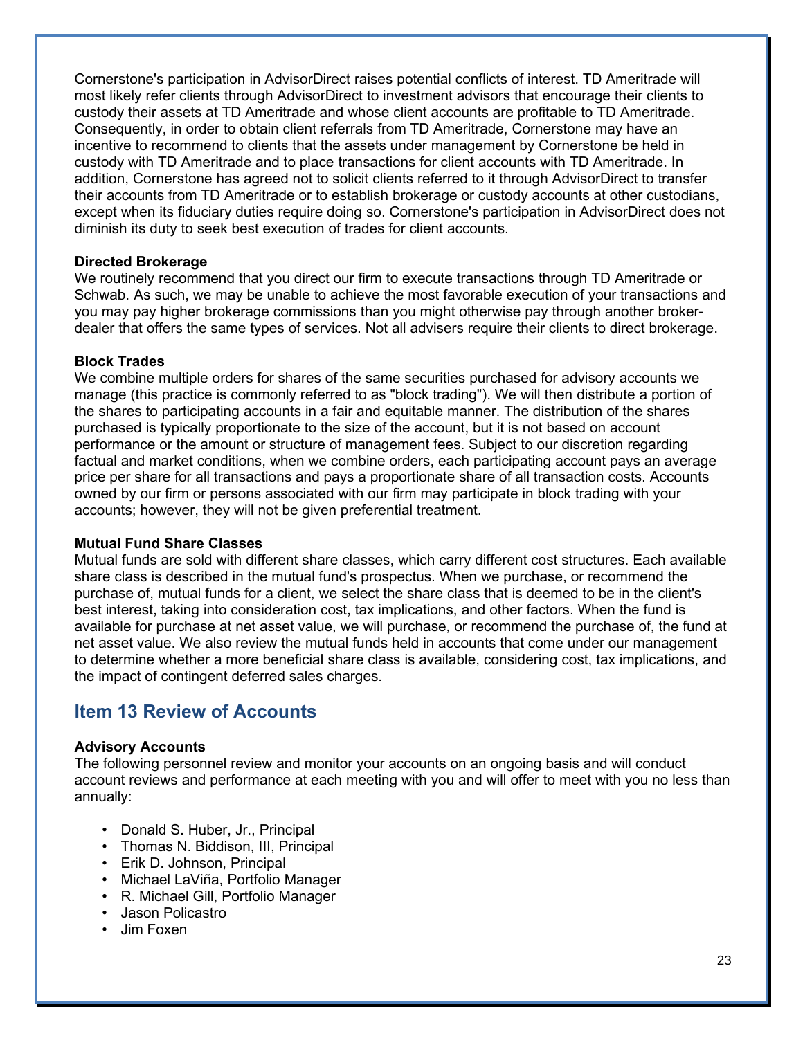Cornerstone's participation in AdvisorDirect raises potential conflicts of interest. TD Ameritrade will most likely refer clients through AdvisorDirect to investment advisors that encourage their clients to custody their assets at TD Ameritrade and whose client accounts are profitable to TD Ameritrade. Consequently, in order to obtain client referrals from TD Ameritrade, Cornerstone may have an incentive to recommend to clients that the assets under management by Cornerstone be held in custody with TD Ameritrade and to place transactions for client accounts with TD Ameritrade. In addition, Cornerstone has agreed not to solicit clients referred to it through AdvisorDirect to transfer their accounts from TD Ameritrade or to establish brokerage or custody accounts at other custodians, except when its fiduciary duties require doing so. Cornerstone's participation in AdvisorDirect does not diminish its duty to seek best execution of trades for client accounts.

**Directed Brokerage**
We routinely recommend that you direct our firm to execute transactions through TD Ameritrade or Schwab. As such, we may be unable to achieve the most favorable execution of your transactions and you may pay higher brokerage commissions than you might otherwise pay through another broker-dealer that offers the same types of services. Not all advisers require their clients to direct brokerage.

**Block Trades**
We combine multiple orders for shares of the same securities purchased for advisory accounts we manage (this practice is commonly referred to as "block trading"). We will then distribute a portion of the shares to participating accounts in a fair and equitable manner. The distribution of the shares purchased is typically proportionate to the size of the account, but it is not based on account performance or the amount or structure of management fees. Subject to our discretion regarding factual and market conditions, when we combine orders, each participating account pays an average price per share for all transactions and pays a proportionate share of all transaction costs. Accounts owned by our firm or persons associated with our firm may participate in block trading with your accounts; however, they will not be given preferential treatment.

**Mutual Fund Share Classes**
Mutual funds are sold with different share classes, which carry different cost structures. Each available share class is described in the mutual fund's prospectus. When we purchase, or recommend the purchase of, mutual funds for a client, we select the share class that is deemed to be in the client's best interest, taking into consideration cost, tax implications, and other factors. When the fund is available for purchase at net asset value, we will purchase, or recommend the purchase of, the fund at net asset value. We also review the mutual funds held in accounts that come under our management to determine whether a more beneficial share class is available, considering cost, tax implications, and the impact of contingent deferred sales charges.

## Item 13 Review of Accounts

**Advisory Accounts**
The following personnel review and monitor your accounts on an ongoing basis and will conduct account reviews and performance at each meeting with you and will offer to meet with you no less than annually:

- Donald S. Huber, Jr., Principal
- Thomas N. Biddison, III, Principal
- Erik D. Johnson, Principal
- Michael LaViña, Portfolio Manager
- R. Michael Gill, Portfolio Manager
- Jason Policastro
- Jim Foxen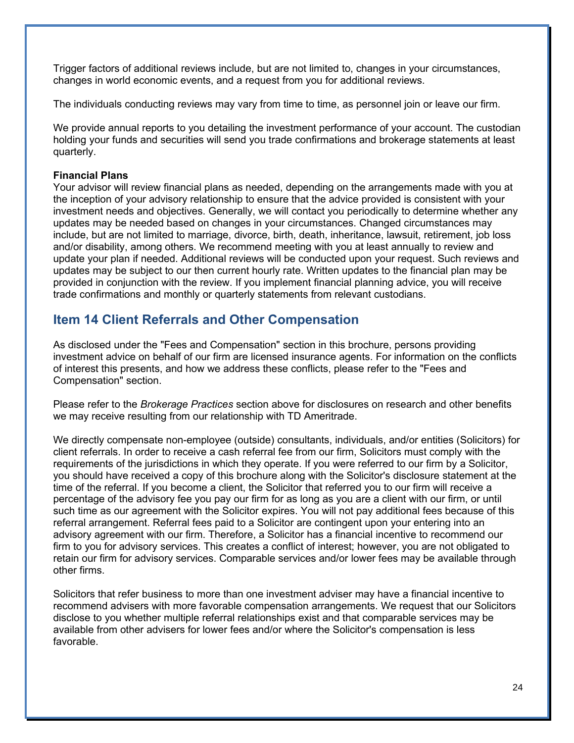Trigger factors of additional reviews include, but are not limited to, changes in your circumstances, changes in world economic events, and a request from you for additional reviews.

The individuals conducting reviews may vary from time to time, as personnel join or leave our firm.

We provide annual reports to you detailing the investment performance of your account. The custodian holding your funds and securities will send you trade confirmations and brokerage statements at least quarterly.

**Financial Plans**

Your advisor will review financial plans as needed, depending on the arrangements made with you at the inception of your advisory relationship to ensure that the advice provided is consistent with your investment needs and objectives. Generally, we will contact you periodically to determine whether any updates may be needed based on changes in your circumstances. Changed circumstances may include, but are not limited to marriage, divorce, birth, death, inheritance, lawsuit, retirement, job loss and/or disability, among others. We recommend meeting with you at least annually to review and update your plan if needed. Additional reviews will be conducted upon your request. Such reviews and updates may be subject to our then current hourly rate. Written updates to the financial plan may be provided in conjunction with the review. If you implement financial planning advice, you will receive trade confirmations and monthly or quarterly statements from relevant custodians.

## Item 14 Client Referrals and Other Compensation

As disclosed under the "Fees and Compensation" section in this brochure, persons providing investment advice on behalf of our firm are licensed insurance agents. For information on the conflicts of interest this presents, and how we address these conflicts, please refer to the "Fees and Compensation" section.

Please refer to the *Brokerage Practices* section above for disclosures on research and other benefits we may receive resulting from our relationship with TD Ameritrade.

We directly compensate non-employee (outside) consultants, individuals, and/or entities (Solicitors) for client referrals. In order to receive a cash referral fee from our firm, Solicitors must comply with the requirements of the jurisdictions in which they operate. If you were referred to our firm by a Solicitor, you should have received a copy of this brochure along with the Solicitor's disclosure statement at the time of the referral. If you become a client, the Solicitor that referred you to our firm will receive a percentage of the advisory fee you pay our firm for as long as you are a client with our firm, or until such time as our agreement with the Solicitor expires. You will not pay additional fees because of this referral arrangement. Referral fees paid to a Solicitor are contingent upon your entering into an advisory agreement with our firm. Therefore, a Solicitor has a financial incentive to recommend our firm to you for advisory services. This creates a conflict of interest; however, you are not obligated to retain our firm for advisory services. Comparable services and/or lower fees may be available through other firms.

Solicitors that refer business to more than one investment adviser may have a financial incentive to recommend advisers with more favorable compensation arrangements. We request that our Solicitors disclose to you whether multiple referral relationships exist and that comparable services may be available from other advisers for lower fees and/or where the Solicitor's compensation is less favorable.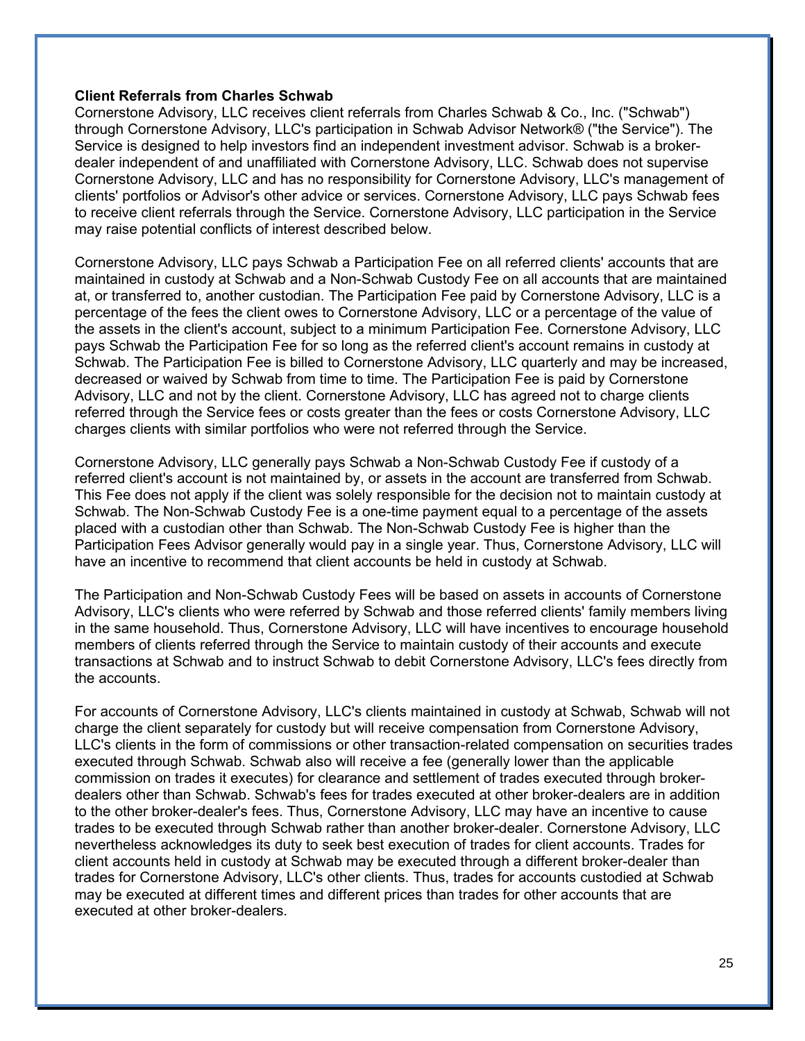**Client Referrals from Charles Schwab**

Cornerstone Advisory, LLC receives client referrals from Charles Schwab & Co., Inc. ("Schwab") through Cornerstone Advisory, LLC's participation in Schwab Advisor Network® ("the Service"). The Service is designed to help investors find an independent investment advisor. Schwab is a broker-dealer independent of and unaffiliated with Cornerstone Advisory, LLC. Schwab does not supervise Cornerstone Advisory, LLC and has no responsibility for Cornerstone Advisory, LLC's management of clients' portfolios or Advisor's other advice or services. Cornerstone Advisory, LLC pays Schwab fees to receive client referrals through the Service. Cornerstone Advisory, LLC participation in the Service may raise potential conflicts of interest described below.

Cornerstone Advisory, LLC pays Schwab a Participation Fee on all referred clients' accounts that are maintained in custody at Schwab and a Non-Schwab Custody Fee on all accounts that are maintained at, or transferred to, another custodian. The Participation Fee paid by Cornerstone Advisory, LLC is a percentage of the fees the client owes to Cornerstone Advisory, LLC or a percentage of the value of the assets in the client's account, subject to a minimum Participation Fee. Cornerstone Advisory, LLC pays Schwab the Participation Fee for so long as the referred client's account remains in custody at Schwab. The Participation Fee is billed to Cornerstone Advisory, LLC quarterly and may be increased, decreased or waived by Schwab from time to time. The Participation Fee is paid by Cornerstone Advisory, LLC and not by the client. Cornerstone Advisory, LLC has agreed not to charge clients referred through the Service fees or costs greater than the fees or costs Cornerstone Advisory, LLC charges clients with similar portfolios who were not referred through the Service.

Cornerstone Advisory, LLC generally pays Schwab a Non-Schwab Custody Fee if custody of a referred client's account is not maintained by, or assets in the account are transferred from Schwab. This Fee does not apply if the client was solely responsible for the decision not to maintain custody at Schwab. The Non-Schwab Custody Fee is a one-time payment equal to a percentage of the assets placed with a custodian other than Schwab. The Non-Schwab Custody Fee is higher than the Participation Fees Advisor generally would pay in a single year. Thus, Cornerstone Advisory, LLC will have an incentive to recommend that client accounts be held in custody at Schwab.

The Participation and Non-Schwab Custody Fees will be based on assets in accounts of Cornerstone Advisory, LLC's clients who were referred by Schwab and those referred clients' family members living in the same household. Thus, Cornerstone Advisory, LLC will have incentives to encourage household members of clients referred through the Service to maintain custody of their accounts and execute transactions at Schwab and to instruct Schwab to debit Cornerstone Advisory, LLC's fees directly from the accounts.

For accounts of Cornerstone Advisory, LLC's clients maintained in custody at Schwab, Schwab will not charge the client separately for custody but will receive compensation from Cornerstone Advisory, LLC's clients in the form of commissions or other transaction-related compensation on securities trades executed through Schwab. Schwab also will receive a fee (generally lower than the applicable commission on trades it executes) for clearance and settlement of trades executed through broker-dealers other than Schwab. Schwab's fees for trades executed at other broker-dealers are in addition to the other broker-dealer's fees. Thus, Cornerstone Advisory, LLC may have an incentive to cause trades to be executed through Schwab rather than another broker-dealer. Cornerstone Advisory, LLC nevertheless acknowledges its duty to seek best execution of trades for client accounts. Trades for client accounts held in custody at Schwab may be executed through a different broker-dealer than trades for Cornerstone Advisory, LLC's other clients. Thus, trades for accounts custodied at Schwab may be executed at different times and different prices than trades for other accounts that are executed at other broker-dealers.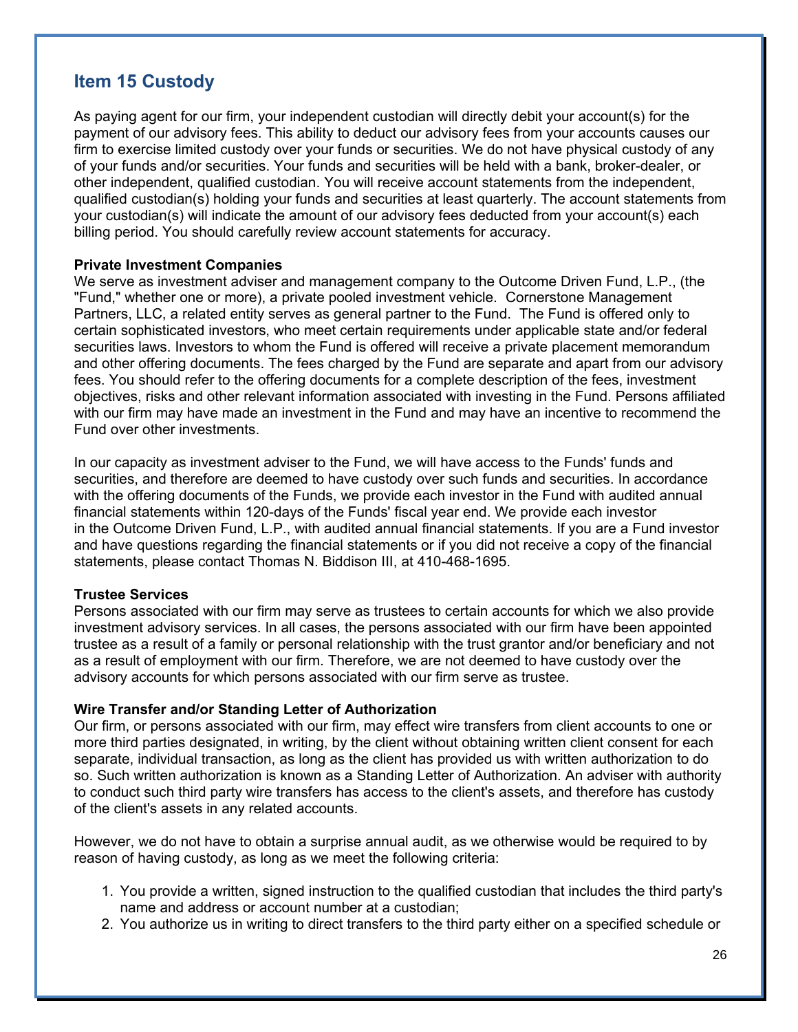## Item 15 Custody

As paying agent for our firm, your independent custodian will directly debit your account(s) for the payment of our advisory fees. This ability to deduct our advisory fees from your accounts causes our firm to exercise limited custody over your funds or securities. We do not have physical custody of any of your funds and/or securities. Your funds and securities will be held with a bank, broker-dealer, or other independent, qualified custodian. You will receive account statements from the independent, qualified custodian(s) holding your funds and securities at least quarterly. The account statements from your custodian(s) will indicate the amount of our advisory fees deducted from your account(s) each billing period. You should carefully review account statements for accuracy.

**Private Investment Companies**
We serve as investment adviser and management company to the Outcome Driven Fund, L.P., (the "Fund," whether one or more), a private pooled investment vehicle. Cornerstone Management Partners, LLC, a related entity serves as general partner to the Fund. The Fund is offered only to certain sophisticated investors, who meet certain requirements under applicable state and/or federal securities laws. Investors to whom the Fund is offered will receive a private placement memorandum and other offering documents. The fees charged by the Fund are separate and apart from our advisory fees. You should refer to the offering documents for a complete description of the fees, investment objectives, risks and other relevant information associated with investing in the Fund. Persons affiliated with our firm may have made an investment in the Fund and may have an incentive to recommend the Fund over other investments.

In our capacity as investment adviser to the Fund, we will have access to the Funds' funds and securities, and therefore are deemed to have custody over such funds and securities. In accordance with the offering documents of the Funds, we provide each investor in the Fund with audited annual financial statements within 120-days of the Funds' fiscal year end. We provide each investor in the Outcome Driven Fund, L.P., with audited annual financial statements. If you are a Fund investor and have questions regarding the financial statements or if you did not receive a copy of the financial statements, please contact Thomas N. Biddison III, at 410-468-1695.

**Trustee Services**
Persons associated with our firm may serve as trustees to certain accounts for which we also provide investment advisory services. In all cases, the persons associated with our firm have been appointed trustee as a result of a family or personal relationship with the trust grantor and/or beneficiary and not as a result of employment with our firm. Therefore, we are not deemed to have custody over the advisory accounts for which persons associated with our firm serve as trustee.

**Wire Transfer and/or Standing Letter of Authorization**
Our firm, or persons associated with our firm, may effect wire transfers from client accounts to one or more third parties designated, in writing, by the client without obtaining written client consent for each separate, individual transaction, as long as the client has provided us with written authorization to do so. Such written authorization is known as a Standing Letter of Authorization. An adviser with authority to conduct such third party wire transfers has access to the client's assets, and therefore has custody of the client's assets in any related accounts.

However, we do not have to obtain a surprise annual audit, as we otherwise would be required to by reason of having custody, as long as we meet the following criteria:

1. You provide a written, signed instruction to the qualified custodian that includes the third party's name and address or account number at a custodian;
2. You authorize us in writing to direct transfers to the third party either on a specified schedule or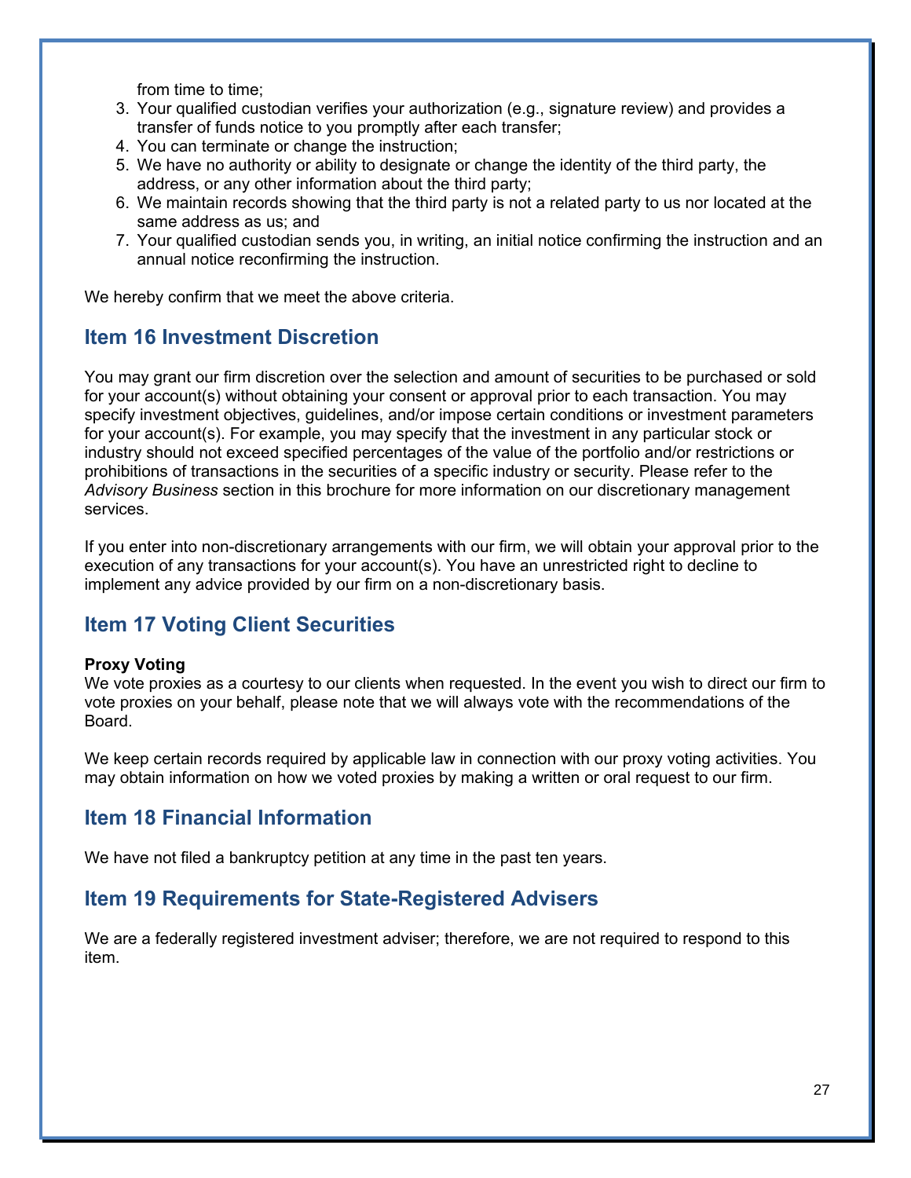from time to time;

3. Your qualified custodian verifies your authorization (e.g., signature review) and provides a transfer of funds notice to you promptly after each transfer;
4. You can terminate or change the instruction;
5. We have no authority or ability to designate or change the identity of the third party, the address, or any other information about the third party;
6. We maintain records showing that the third party is not a related party to us nor located at the same address as us; and
7. Your qualified custodian sends you, in writing, an initial notice confirming the instruction and an annual notice reconfirming the instruction.

We hereby confirm that we meet the above criteria.

## Item 16 Investment Discretion

You may grant our firm discretion over the selection and amount of securities to be purchased or sold for your account(s) without obtaining your consent or approval prior to each transaction. You may specify investment objectives, guidelines, and/or impose certain conditions or investment parameters for your account(s). For example, you may specify that the investment in any particular stock or industry should not exceed specified percentages of the value of the portfolio and/or restrictions or prohibitions of transactions in the securities of a specific industry or security. Please refer to the *Advisory Business* section in this brochure for more information on our discretionary management services.

If you enter into non-discretionary arrangements with our firm, we will obtain your approval prior to the execution of any transactions for your account(s). You have an unrestricted right to decline to implement any advice provided by our firm on a non-discretionary basis.

## Item 17 Voting Client Securities

**Proxy Voting**
We vote proxies as a courtesy to our clients when requested. In the event you wish to direct our firm to vote proxies on your behalf, please note that we will always vote with the recommendations of the Board.

We keep certain records required by applicable law in connection with our proxy voting activities. You may obtain information on how we voted proxies by making a written or oral request to our firm.

## Item 18 Financial Information

We have not filed a bankruptcy petition at any time in the past ten years.

## Item 19 Requirements for State-Registered Advisers

We are a federally registered investment adviser; therefore, we are not required to respond to this item.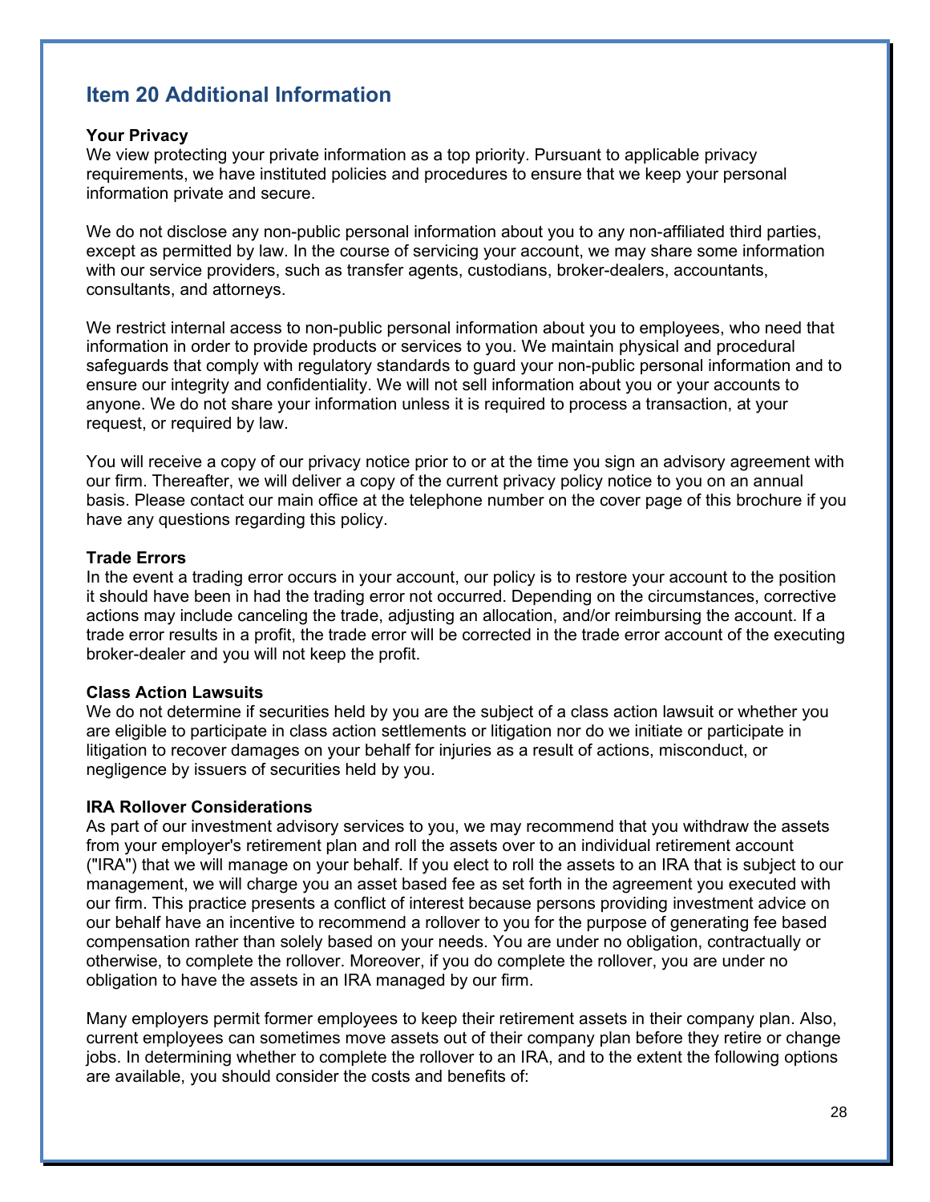## Item 20 Additional Information

**Your Privacy**
We view protecting your private information as a top priority. Pursuant to applicable privacy requirements, we have instituted policies and procedures to ensure that we keep your personal information private and secure.

We do not disclose any non-public personal information about you to any non-affiliated third parties, except as permitted by law. In the course of servicing your account, we may share some information with our service providers, such as transfer agents, custodians, broker-dealers, accountants, consultants, and attorneys.

We restrict internal access to non-public personal information about you to employees, who need that information in order to provide products or services to you. We maintain physical and procedural safeguards that comply with regulatory standards to guard your non-public personal information and to ensure our integrity and confidentiality. We will not sell information about you or your accounts to anyone. We do not share your information unless it is required to process a transaction, at your request, or required by law.

You will receive a copy of our privacy notice prior to or at the time you sign an advisory agreement with our firm. Thereafter, we will deliver a copy of the current privacy policy notice to you on an annual basis. Please contact our main office at the telephone number on the cover page of this brochure if you have any questions regarding this policy.

**Trade Errors**
In the event a trading error occurs in your account, our policy is to restore your account to the position it should have been in had the trading error not occurred. Depending on the circumstances, corrective actions may include canceling the trade, adjusting an allocation, and/or reimbursing the account. If a trade error results in a profit, the trade error will be corrected in the trade error account of the executing broker-dealer and you will not keep the profit.

**Class Action Lawsuits**
We do not determine if securities held by you are the subject of a class action lawsuit or whether you are eligible to participate in class action settlements or litigation nor do we initiate or participate in litigation to recover damages on your behalf for injuries as a result of actions, misconduct, or negligence by issuers of securities held by you.

**IRA Rollover Considerations**
As part of our investment advisory services to you, we may recommend that you withdraw the assets from your employer's retirement plan and roll the assets over to an individual retirement account ("IRA") that we will manage on your behalf. If you elect to roll the assets to an IRA that is subject to our management, we will charge you an asset based fee as set forth in the agreement you executed with our firm. This practice presents a conflict of interest because persons providing investment advice on our behalf have an incentive to recommend a rollover to you for the purpose of generating fee based compensation rather than solely based on your needs. You are under no obligation, contractually or otherwise, to complete the rollover. Moreover, if you do complete the rollover, you are under no obligation to have the assets in an IRA managed by our firm.

Many employers permit former employees to keep their retirement assets in their company plan. Also, current employees can sometimes move assets out of their company plan before they retire or change jobs. In determining whether to complete the rollover to an IRA, and to the extent the following options are available, you should consider the costs and benefits of: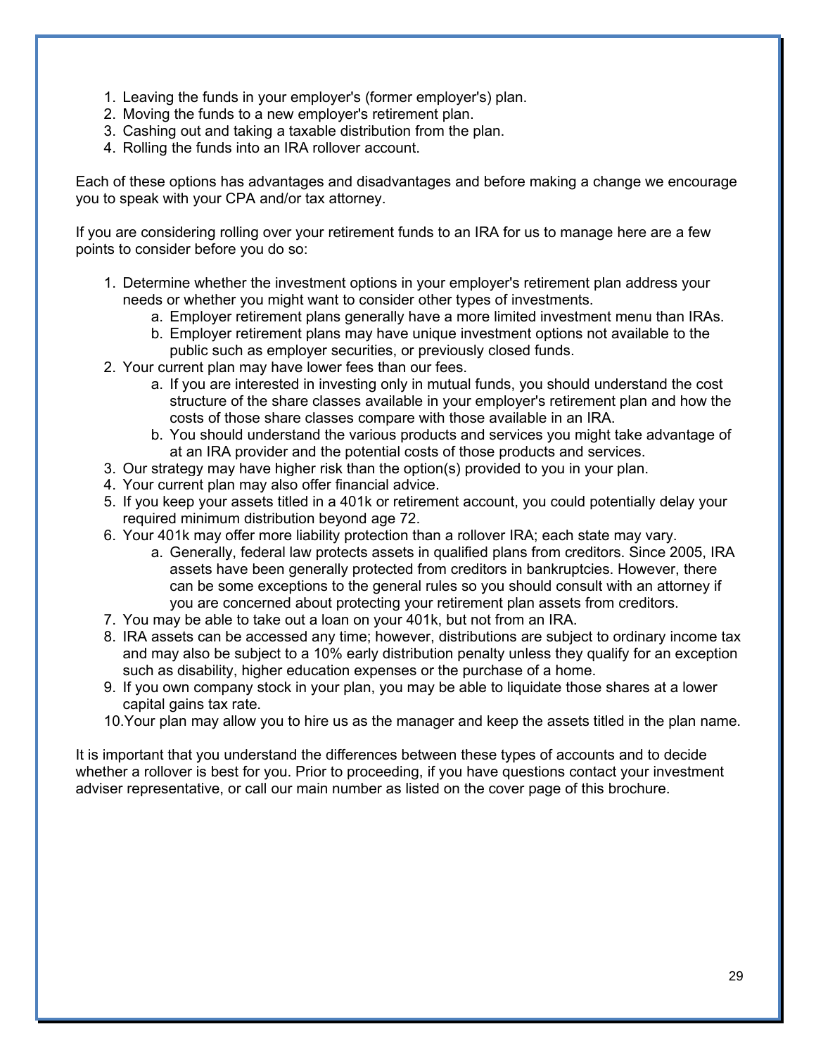1. Leaving the funds in your employer's (former employer's) plan.
2. Moving the funds to a new employer's retirement plan.
3. Cashing out and taking a taxable distribution from the plan.
4. Rolling the funds into an IRA rollover account.

Each of these options has advantages and disadvantages and before making a change we encourage you to speak with your CPA and/or tax attorney.

If you are considering rolling over your retirement funds to an IRA for us to manage here are a few points to consider before you do so:

1. Determine whether the investment options in your employer's retirement plan address your needs or whether you might want to consider other types of investments.
    a. Employer retirement plans generally have a more limited investment menu than IRAs.
    b. Employer retirement plans may have unique investment options not available to the public such as employer securities, or previously closed funds.
2. Your current plan may have lower fees than our fees.
    a. If you are interested in investing only in mutual funds, you should understand the cost structure of the share classes available in your employer's retirement plan and how the costs of those share classes compare with those available in an IRA.
    b. You should understand the various products and services you might take advantage of at an IRA provider and the potential costs of those products and services.
3. Our strategy may have higher risk than the option(s) provided to you in your plan.
4. Your current plan may also offer financial advice.
5. If you keep your assets titled in a 401k or retirement account, you could potentially delay your required minimum distribution beyond age 72.
6. Your 401k may offer more liability protection than a rollover IRA; each state may vary.
    a. Generally, federal law protects assets in qualified plans from creditors. Since 2005, IRA assets have been generally protected from creditors in bankruptcies. However, there can be some exceptions to the general rules so you should consult with an attorney if you are concerned about protecting your retirement plan assets from creditors.
7. You may be able to take out a loan on your 401k, but not from an IRA.
8. IRA assets can be accessed any time; however, distributions are subject to ordinary income tax and may also be subject to a 10% early distribution penalty unless they qualify for an exception such as disability, higher education expenses or the purchase of a home.
9. If you own company stock in your plan, you may be able to liquidate those shares at a lower capital gains tax rate.
10. Your plan may allow you to hire us as the manager and keep the assets titled in the plan name.

It is important that you understand the differences between these types of accounts and to decide whether a rollover is best for you. Prior to proceeding, if you have questions contact your investment adviser representative, or call our main number as listed on the cover page of this brochure.